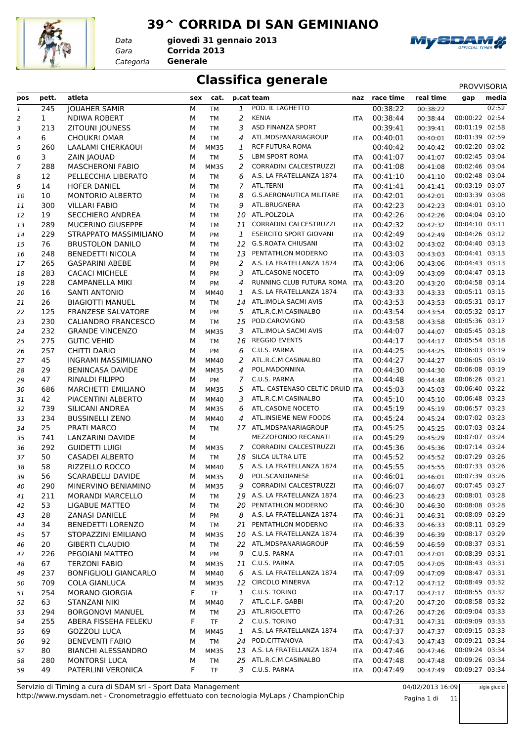# 39^ CORRIDA DI SAN GEMINIANO

*Data* **giovedì 31 gennaio 2013**
*Gara* **Corrida 2013**
*Categoria* **Generale**

## Classifica generale

PROVVISORIA

| pos | pett. | atleta | sex | cat. | p.cat | team | naz | race time | real time | gap | media |
|---|---|---|---|---|---|---|---|---|---|---|---|
| 1 | 245 | JOUAHER SAMIR | M | TM | 1 | POD. IL LAGHETTO | | 00:38:22 | 00:38:22 | | 02:52 |
| 2 | 1 | NDIWA ROBERT | M | TM | 2 | KENIA | ITA | 00:38:44 | 00:38:44 | 00:00:22 | 02:54 |
| 3 | 213 | ZITOUNI JOUNESS | M | TM | 3 | ASD FINANZA SPORT | | 00:39:41 | 00:39:41 | 00:01:19 | 02:58 |
| 4 | 6 | CHOUKRI OMAR | M | TM | 4 | ATL.MDSPANARIAGROUP | ITA | 00:40:01 | 00:40:01 | 00:01:39 | 02:59 |
| 5 | 260 | LAALAMI CHERKAOUI | M | MM35 | 1 | RCF FUTURA ROMA | | 00:40:42 | 00:40:42 | 00:02:20 | 03:02 |
| 6 | 3 | ZAIN JAOUAD | M | TM | 5 | LBM SPORT ROMA | ITA | 00:41:07 | 00:41:07 | 00:02:45 | 03:04 |
| 7 | 288 | MASCHERONI FABIO | M | MM35 | 2 | CORRADINI CALCESTRUZZI | ITA | 00:41:08 | 00:41:08 | 00:02:46 | 03:04 |
| 8 | 12 | PELLECCHIA LIBERATO | M | TM | 6 | A.S. LA FRATELLANZA 1874 | ITA | 00:41:10 | 00:41:10 | 00:02:48 | 03:04 |
| 9 | 14 | HOFER DANIEL | M | TM | 7 | ATL.TERNI | ITA | 00:41:41 | 00:41:41 | 00:03:19 | 03:07 |
| 10 | 10 | MONTORIO ALBERTO | M | TM | 8 | G.S.AERONAUTICA MILITARE | ITA | 00:42:01 | 00:42:01 | 00:03:39 | 03:08 |
| 11 | 300 | VILLARI FABIO | M | TM | 9 | ATL.BRUGNERA | ITA | 00:42:23 | 00:42:23 | 00:04:01 | 03:10 |
| 12 | 19 | SECCHIERO ANDREA | M | TM | 10 | ATL.POLZOLA | ITA | 00:42:26 | 00:42:26 | 00:04:04 | 03:10 |
| 13 | 289 | MUCERINO GIUSEPPE | M | TM | 11 | CORRADINI CALCESTRUZZI | ITA | 00:42:32 | 00:42:32 | 00:04:10 | 03:11 |
| 14 | 229 | STRAPPATO MASSIMILIANO | M | PM | 1 | ESERCITO SPORT GIOVANI | ITA | 00:42:49 | 00:42:49 | 00:04:26 | 03:12 |
| 15 | 76 | BRUSTOLON DANILO | M | TM | 12 | G.S.ROATA CHIUSANI | ITA | 00:43:02 | 00:43:02 | 00:04:40 | 03:13 |
| 16 | 248 | BENEDETTI NICOLA | M | TM | 13 | PENTATHLON MODERNO | ITA | 00:43:03 | 00:43:03 | 00:04:41 | 03:13 |
| 17 | 265 | GASPARINI ABEBE | M | PM | 2 | A.S. LA FRATELLANZA 1874 | ITA | 00:43:06 | 00:43:06 | 00:04:43 | 03:13 |
| 18 | 283 | CACACI MICHELE | M | PM | 3 | ATL.CASONE NOCETO | ITA | 00:43:09 | 00:43:09 | 00:04:47 | 03:13 |
| 19 | 228 | CAMPANELLA MIKI | M | PM | 4 | RUNNING CLUB FUTURA ROMA | ITA | 00:43:20 | 00:43:20 | 00:04:58 | 03:14 |
| 20 | 16 | SANTI ANTONIO | M | MM40 | 1 | A.S. LA FRATELLANZA 1874 | ITA | 00:43:33 | 00:43:33 | 00:05:11 | 03:15 |
| 21 | 26 | BIAGIOTTI MANUEL | M | TM | 14 | ATL.IMOLA SACMI AVIS | ITA | 00:43:53 | 00:43:53 | 00:05:31 | 03:17 |
| 22 | 125 | FRANZESE SALVATORE | M | PM | 5 | ATL.R.C.M.CASINALBO | ITA | 00:43:54 | 00:43:54 | 00:05:32 | 03:17 |
| 23 | 230 | CALIANDRO FRANCESCO | M | TM | 15 | POD.CAROVIGNO | ITA | 00:43:58 | 00:43:58 | 00:05:36 | 03:17 |
| 24 | 232 | GRANDE VINCENZO | M | MM35 | 3 | ATL.IMOLA SACMI AVIS | ITA | 00:44:07 | 00:44:07 | 00:05:45 | 03:18 |
| 25 | 275 | GUTIC VEHID | M | TM | 16 | REGGIO EVENTS | | 00:44:17 | 00:44:17 | 00:05:54 | 03:18 |
| 26 | 257 | CHITTI DARIO | M | PM | 6 | C.U.S. PARMA | ITA | 00:44:25 | 00:44:25 | 00:06:03 | 03:19 |
| 27 | 45 | INGRAMI MASSIMILIANO | M | MM40 | 2 | ATL.R.C.M.CASINALBO | ITA | 00:44:27 | 00:44:27 | 00:06:05 | 03:19 |
| 28 | 29 | BENINCASA DAVIDE | M | MM35 | 4 | POL.MADONNINA | ITA | 00:44:30 | 00:44:30 | 00:06:08 | 03:19 |
| 29 | 47 | RINALDI FILIPPO | M | PM | 7 | C.U.S. PARMA | ITA | 00:44:48 | 00:44:48 | 00:06:26 | 03:21 |
| 30 | 686 | MARCHETTI EMILIANO | M | MM35 | 5 | ATL. CASTENASO CELTIC DRUID | ITA | 00:45:03 | 00:45:03 | 00:06:40 | 03:22 |
| 31 | 42 | PIACENTINI ALBERTO | M | MM40 | 3 | ATL.R.C.M.CASINALBO | ITA | 00:45:10 | 00:45:10 | 00:06:48 | 03:23 |
| 32 | 739 | SILICANI ANDREA | M | MM35 | 6 | ATL.CASONE NOCETO | ITA | 00:45:19 | 00:45:19 | 00:06:57 | 03:23 |
| 33 | 234 | BUSSINELLI ZENO | M | MM40 | 4 | ATL.INSIEME NEW FOODS | ITA | 00:45:24 | 00:45:24 | 00:07:02 | 03:23 |
| 34 | 25 | PRATI MARCO | M | TM | 17 | ATL.MDSPANARIAGROUP | ITA | 00:45:25 | 00:45:25 | 00:07:03 | 03:24 |
| 35 | 741 | LANZARINI DAVIDE | M | | | MEZZOFONDO RECANATI | ITA | 00:45:29 | 00:45:29 | 00:07:07 | 03:24 |
| 36 | 292 | GUIDETTI LUIGI | M | MM35 | 7 | CORRADINI CALCESTRUZZI | ITA | 00:45:36 | 00:45:36 | 00:07:14 | 03:24 |
| 37 | 50 | CASADEI ALBERTO | M | TM | 18 | SILCA ULTRA LITE | ITA | 00:45:52 | 00:45:52 | 00:07:29 | 03:26 |
| 38 | 58 | RIZZELLO ROCCO | M | MM40 | 5 | A.S. LA FRATELLANZA 1874 | ITA | 00:45:55 | 00:45:55 | 00:07:33 | 03:26 |
| 39 | 56 | SCARABELLI DAVIDE | M | MM35 | 8 | POL.SCANDIANESE | ITA | 00:46:01 | 00:46:01 | 00:07:39 | 03:26 |
| 40 | 290 | MINERVINO BENIAMINO | M | MM35 | 9 | CORRADINI CALCESTRUZZI | ITA | 00:46:07 | 00:46:07 | 00:07:45 | 03:27 |
| 41 | 211 | MORANDI MARCELLO | M | TM | 19 | A.S. LA FRATELLANZA 1874 | ITA | 00:46:23 | 00:46:23 | 00:08:01 | 03:28 |
| 42 | 53 | LIGABUE MATTEO | M | TM | 20 | PENTATHLON MODERNO | ITA | 00:46:30 | 00:46:30 | 00:08:08 | 03:28 |
| 43 | 28 | ZANASI DANIELE | M | PM | 8 | A.S. LA FRATELLANZA 1874 | ITA | 00:46:31 | 00:46:31 | 00:08:09 | 03:29 |
| 44 | 34 | BENEDETTI LORENZO | M | TM | 21 | PENTATHLON MODERNO | ITA | 00:46:33 | 00:46:33 | 00:08:11 | 03:29 |
| 45 | 57 | STOPAZZINI EMILIANO | M | MM35 | 10 | A.S. LA FRATELLANZA 1874 | ITA | 00:46:39 | 00:46:39 | 00:08:17 | 03:29 |
| 46 | 20 | GIBERTI CLAUDIO | M | TM | 22 | ATL.MDSPANARIAGROUP | ITA | 00:46:59 | 00:46:59 | 00:08:37 | 03:31 |
| 47 | 226 | PEGOIANI MATTEO | M | PM | 9 | C.U.S. PARMA | ITA | 00:47:01 | 00:47:01 | 00:08:39 | 03:31 |
| 48 | 67 | TERZONI FABIO | M | MM35 | 11 | C.U.S. PARMA | ITA | 00:47:05 | 00:47:05 | 00:08:43 | 03:31 |
| 49 | 237 | BONFIGLIOLI GIANCARLO | M | MM40 | 6 | A.S. LA FRATELLANZA 1874 | ITA | 00:47:09 | 00:47:09 | 00:08:47 | 03:31 |
| 50 | 709 | COLA GIANLUCA | M | MM35 | 12 | CIRCOLO MINERVA | ITA | 00:47:12 | 00:47:12 | 00:08:49 | 03:32 |
| 51 | 254 | MORANO GIORGIA | F | TF | 1 | C.U.S. TORINO | ITA | 00:47:17 | 00:47:17 | 00:08:55 | 03:32 |
| 52 | 63 | STANZANI NIKI | M | MM40 | 7 | ATL.C.L.F. GABBI | ITA | 00:47:20 | 00:47:20 | 00:08:58 | 03:32 |
| 53 | 294 | BORGONOVI MANUEL | M | TM | 23 | ATL.RIGOLETTO | ITA | 00:47:26 | 00:47:26 | 00:09:04 | 03:33 |
| 54 | 255 | ABERA FISSEHA FELEKU | F | TF | 2 | C.U.S. TORINO | | 00:47:31 | 00:47:31 | 00:09:09 | 03:33 |
| 55 | 69 | GOZZOLI LUCA | M | MM45 | 1 | A.S. LA FRATELLANZA 1874 | ITA | 00:47:37 | 00:47:37 | 00:09:15 | 03:33 |
| 56 | 92 | BENEVENTI FABIO | M | TM | 24 | POD.CITTANOVA | ITA | 00:47:43 | 00:47:43 | 00:09:21 | 03:34 |
| 57 | 80 | BIANCHI ALESSANDRO | M | MM35 | 13 | A.S. LA FRATELLANZA 1874 | ITA | 00:47:46 | 00:47:46 | 00:09:24 | 03:34 |
| 58 | 280 | MONTORSI LUCA | M | TM | 25 | ATL.R.C.M.CASINALBO | ITA | 00:47:48 | 00:47:48 | 00:09:26 | 03:34 |
| 59 | 49 | PATERLINI VERONICA | F | TF | 3 | C.U.S. PARMA | ITA | 00:47:49 | 00:47:49 | 00:09:27 | 03:34 |

Servizio di Timing a cura di SDAM srl - Sport Data Management
http://www.mysdam.net - Cronometraggio effettuato con tecnologia MyLaps / ChampionChip

04/02/2013 16:09

sigle giudici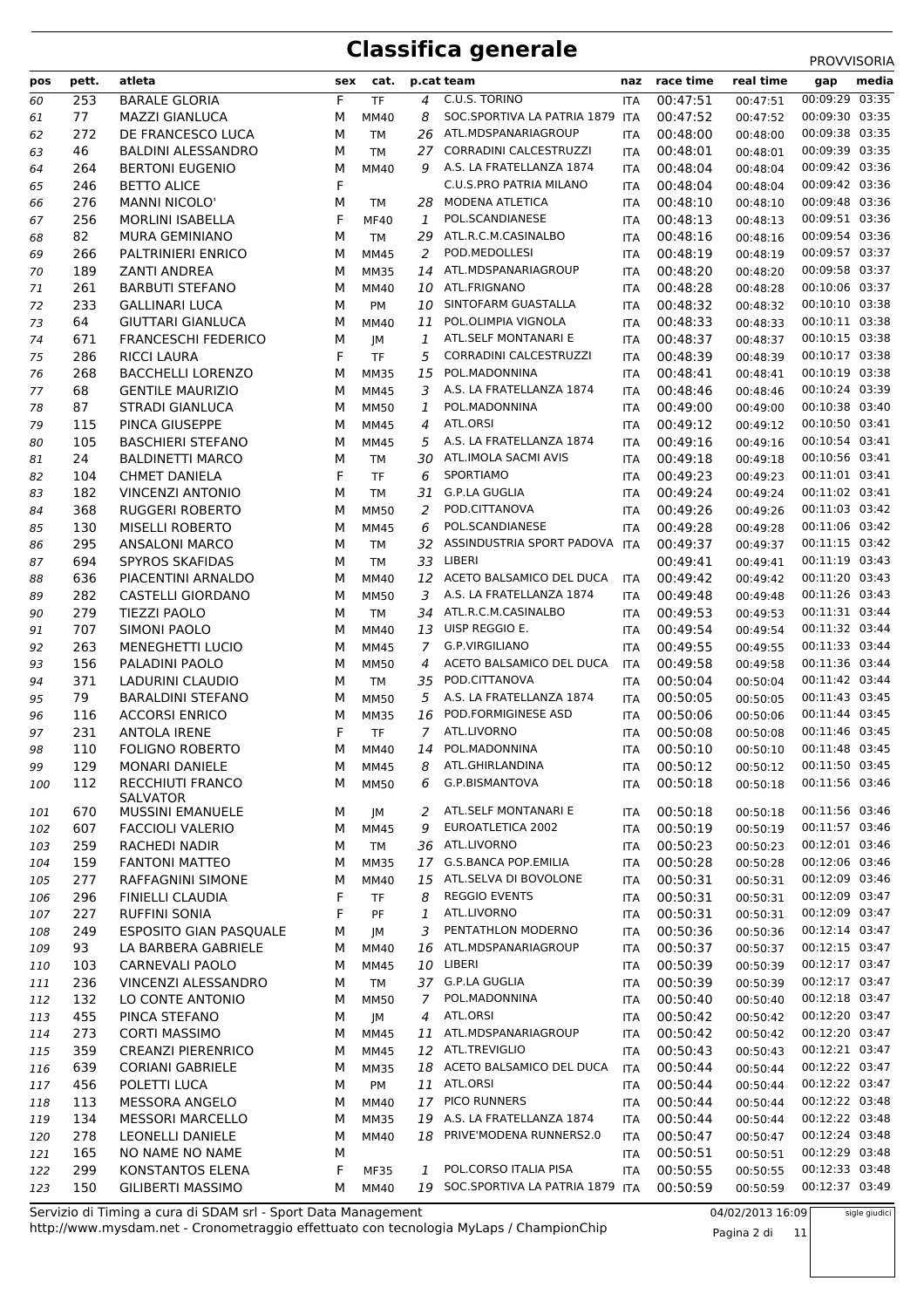# Classifica generale

PROVVISORIA

| pos | pett. | atleta | sex | cat. | p.cat | team | naz | race time | real time | gap | media |
|---|---|---|---|---|---|---|---|---|---|---|---|
| 60 | 253 | BARALE GLORIA | F | TF | 4 | C.U.S. TORINO | ITA | 00:47:51 | 00:47:51 | 00:09:29 | 03:35 |
| 61 | 77 | MAZZI GIANLUCA | M | MM40 | 8 | SOC.SPORTIVA LA PATRIA 1879 | ITA | 00:47:52 | 00:47:52 | 00:09:30 | 03:35 |
| 62 | 272 | DE FRANCESCO LUCA | M | TM | 26 | ATL.MDSPANARIAGROUP | ITA | 00:48:00 | 00:48:00 | 00:09:38 | 03:35 |
| 63 | 46 | BALDINI ALESSANDRO | M | TM | 27 | CORRADINI CALCESTRUZZI | ITA | 00:48:01 | 00:48:01 | 00:09:39 | 03:35 |
| 64 | 264 | BERTONI EUGENIO | M | MM40 | 9 | A.S. LA FRATELLANZA 1874 | ITA | 00:48:04 | 00:48:04 | 00:09:42 | 03:36 |
| 65 | 246 | BETTO ALICE | F | | | C.U.S.PRO PATRIA MILANO | ITA | 00:48:04 | 00:48:04 | 00:09:42 | 03:36 |
| 66 | 276 | MANNI NICOLO' | M | TM | 28 | MODENA ATLETICA | ITA | 00:48:10 | 00:48:10 | 00:09:48 | 03:36 |
| 67 | 256 | MORLINI ISABELLA | F | MF40 | 1 | POL.SCANDIANESE | ITA | 00:48:13 | 00:48:13 | 00:09:51 | 03:36 |
| 68 | 82 | MURA GEMINIANO | M | TM | 29 | ATL.R.C.M.CASINALBO | ITA | 00:48:16 | 00:48:16 | 00:09:54 | 03:36 |
| 69 | 266 | PALTRINIERI ENRICO | M | MM45 | 2 | POD.MEDOLLESI | ITA | 00:48:19 | 00:48:19 | 00:09:57 | 03:37 |
| 70 | 189 | ZANTI ANDREA | M | MM35 | 14 | ATL.MDSPANARIAGROUP | ITA | 00:48:20 | 00:48:20 | 00:09:58 | 03:37 |
| 71 | 261 | BARBUTI STEFANO | M | MM40 | 10 | ATL.FRIGNANO | ITA | 00:48:28 | 00:48:28 | 00:10:06 | 03:37 |
| 72 | 233 | GALLINARI LUCA | M | PM | 10 | SINTOFARM GUASTALLA | ITA | 00:48:32 | 00:48:32 | 00:10:10 | 03:38 |
| 73 | 64 | GIUTTARI GIANLUCA | M | MM40 | 11 | POL.OLIMPIA VIGNOLA | ITA | 00:48:33 | 00:48:33 | 00:10:11 | 03:38 |
| 74 | 671 | FRANCESCHI FEDERICO | M | JM | 1 | ATL.SELF MONTANARI E | ITA | 00:48:37 | 00:48:37 | 00:10:15 | 03:38 |
| 75 | 286 | RICCI LAURA | F | TF | 5 | CORRADINI CALCESTRUZZI | ITA | 00:48:39 | 00:48:39 | 00:10:17 | 03:38 |
| 76 | 268 | BACCHELLI LORENZO | M | MM35 | 15 | POL.MADONNINA | ITA | 00:48:41 | 00:48:41 | 00:10:19 | 03:38 |
| 77 | 68 | GENTILE MAURIZIO | M | MM45 | 3 | A.S. LA FRATELLANZA 1874 | ITA | 00:48:46 | 00:48:46 | 00:10:24 | 03:39 |
| 78 | 87 | STRADI GIANLUCA | M | MM50 | 1 | POL.MADONNINA | ITA | 00:49:00 | 00:49:00 | 00:10:38 | 03:40 |
| 79 | 115 | PINCA GIUSEPPE | M | MM45 | 4 | ATL.ORSI | ITA | 00:49:12 | 00:49:12 | 00:10:50 | 03:41 |
| 80 | 105 | BASCHIERI STEFANO | M | MM45 | 5 | A.S. LA FRATELLANZA 1874 | ITA | 00:49:16 | 00:49:16 | 00:10:54 | 03:41 |
| 81 | 24 | BALDINETTI MARCO | M | TM | 30 | ATL.IMOLA SACMI AVIS | ITA | 00:49:18 | 00:49:18 | 00:10:56 | 03:41 |
| 82 | 104 | CHMET DANIELA | F | TF | 6 | SPORTIAMO | ITA | 00:49:23 | 00:49:23 | 00:11:01 | 03:41 |
| 83 | 182 | VINCENZI ANTONIO | M | TM | 31 | G.P.LA GUGLIA | ITA | 00:49:24 | 00:49:24 | 00:11:02 | 03:41 |
| 84 | 368 | RUGGERI ROBERTO | M | MM50 | 2 | POD.CITTANOVA | ITA | 00:49:26 | 00:49:26 | 00:11:03 | 03:42 |
| 85 | 130 | MISELLI ROBERTO | M | MM45 | 6 | POL.SCANDIANESE | ITA | 00:49:28 | 00:49:28 | 00:11:06 | 03:42 |
| 86 | 295 | ANSALONI MARCO | M | TM | 32 | ASSINDUSTRIA SPORT PADOVA | ITA | 00:49:37 | 00:49:37 | 00:11:15 | 03:42 |
| 87 | 694 | SPYROS SKAFIDAS | M | TM | 33 | LIBERI | | 00:49:41 | 00:49:41 | 00:11:19 | 03:43 |
| 88 | 636 | PIACENTINI ARNALDO | M | MM40 | 12 | ACETO BALSAMICO DEL DUCA | ITA | 00:49:42 | 00:49:42 | 00:11:20 | 03:43 |
| 89 | 282 | CASTELLI GIORDANO | M | MM50 | 3 | A.S. LA FRATELLANZA 1874 | ITA | 00:49:48 | 00:49:48 | 00:11:26 | 03:43 |
| 90 | 279 | TIEZZI PAOLO | M | TM | 34 | ATL.R.C.M.CASINALBO | ITA | 00:49:53 | 00:49:53 | 00:11:31 | 03:44 |
| 91 | 707 | SIMONI PAOLO | M | MM40 | 13 | UISP REGGIO E. | ITA | 00:49:54 | 00:49:54 | 00:11:32 | 03:44 |
| 92 | 263 | MENEGHETTI LUCIO | M | MM45 | 7 | G.P.VIRGILIANO | ITA | 00:49:55 | 00:49:55 | 00:11:33 | 03:44 |
| 93 | 156 | PALADINI PAOLO | M | MM50 | 4 | ACETO BALSAMICO DEL DUCA | ITA | 00:49:58 | 00:49:58 | 00:11:36 | 03:44 |
| 94 | 371 | LADURINI CLAUDIO | M | TM | 35 | POD.CITTANOVA | ITA | 00:50:04 | 00:50:04 | 00:11:42 | 03:44 |
| 95 | 79 | BARALDINI STEFANO | M | MM50 | 5 | A.S. LA FRATELLANZA 1874 | ITA | 00:50:05 | 00:50:05 | 00:11:43 | 03:45 |
| 96 | 116 | ACCORSI ENRICO | M | MM35 | 16 | POD.FORMIGINESE ASD | ITA | 00:50:06 | 00:50:06 | 00:11:44 | 03:45 |
| 97 | 231 | ANTOLA IRENE | F | TF | 7 | ATL.LIVORNO | ITA | 00:50:08 | 00:50:08 | 00:11:46 | 03:45 |
| 98 | 110 | FOLIGNO ROBERTO | M | MM40 | 14 | POL.MADONNINA | ITA | 00:50:10 | 00:50:10 | 00:11:48 | 03:45 |
| 99 | 129 | MONARI DANIELE | M | MM45 | 8 | ATL.GHIRLANDINA | ITA | 00:50:12 | 00:50:12 | 00:11:50 | 03:45 |
| 100 | 112 | RECCHIUTI FRANCO SALVATOR | M | MM50 | 6 | G.P.BISMANTOVA | ITA | 00:50:18 | 00:50:18 | 00:11:56 | 03:46 |
| 101 | 670 | MUSSINI EMANUELE | M | JM | 2 | ATL.SELF MONTANARI E | ITA | 00:50:18 | 00:50:18 | 00:11:56 | 03:46 |
| 102 | 607 | FACCIOLI VALERIO | M | MM45 | 9 | EUROATLETICA 2002 | ITA | 00:50:19 | 00:50:19 | 00:11:57 | 03:46 |
| 103 | 259 | RACHEDI NADIR | M | TM | 36 | ATL.LIVORNO | ITA | 00:50:23 | 00:50:23 | 00:12:01 | 03:46 |
| 104 | 159 | FANTONI MATTEO | M | MM35 | 17 | G.S.BANCA POP.EMILIA | ITA | 00:50:28 | 00:50:28 | 00:12:06 | 03:46 |
| 105 | 277 | RAFFAGNINI SIMONE | M | MM40 | 15 | ATL.SELVA DI BOVOLONE | ITA | 00:50:31 | 00:50:31 | 00:12:09 | 03:46 |
| 106 | 296 | FINIELLI CLAUDIA | F | TF | 8 | REGGIO EVENTS | ITA | 00:50:31 | 00:50:31 | 00:12:09 | 03:47 |
| 107 | 227 | RUFFINI SONIA | F | PF | 1 | ATL.LIVORNO | ITA | 00:50:31 | 00:50:31 | 00:12:09 | 03:47 |
| 108 | 249 | ESPOSITO GIAN PASQUALE | M | JM | 3 | PENTATHLON MODERNO | ITA | 00:50:36 | 00:50:36 | 00:12:14 | 03:47 |
| 109 | 93 | LA BARBERA GABRIELE | M | MM40 | 16 | ATL.MDSPANARIAGROUP | ITA | 00:50:37 | 00:50:37 | 00:12:15 | 03:47 |
| 110 | 103 | CARNEVALI PAOLO | M | MM45 | 10 | LIBERI | ITA | 00:50:39 | 00:50:39 | 00:12:17 | 03:47 |
| 111 | 236 | VINCENZI ALESSANDRO | M | TM | 37 | G.P.LA GUGLIA | ITA | 00:50:39 | 00:50:39 | 00:12:17 | 03:47 |
| 112 | 132 | LO CONTE ANTONIO | M | MM50 | 7 | POL.MADONNINA | ITA | 00:50:40 | 00:50:40 | 00:12:18 | 03:47 |
| 113 | 455 | PINCA STEFANO | M | JM | 4 | ATL.ORSI | ITA | 00:50:42 | 00:50:42 | 00:12:20 | 03:47 |
| 114 | 273 | CORTI MASSIMO | M | MM45 | 11 | ATL.MDSPANARIAGROUP | ITA | 00:50:42 | 00:50:42 | 00:12:20 | 03:47 |
| 115 | 359 | CREANZI PIERENRICO | M | MM45 | 12 | ATL.TREVIGLIO | ITA | 00:50:43 | 00:50:43 | 00:12:21 | 03:47 |
| 116 | 639 | CORIANI GABRIELE | M | MM35 | 18 | ACETO BALSAMICO DEL DUCA | ITA | 00:50:44 | 00:50:44 | 00:12:22 | 03:47 |
| 117 | 456 | POLETTI LUCA | M | PM | 11 | ATL.ORSI | ITA | 00:50:44 | 00:50:44 | 00:12:22 | 03:47 |
| 118 | 113 | MESSORA ANGELO | M | MM40 | 17 | PICO RUNNERS | ITA | 00:50:44 | 00:50:44 | 00:12:22 | 03:48 |
| 119 | 134 | MESSORI MARCELLO | M | MM35 | 19 | A.S. LA FRATELLANZA 1874 | ITA | 00:50:44 | 00:50:44 | 00:12:22 | 03:48 |
| 120 | 278 | LEONELLI DANIELE | M | MM40 | 18 | PRIVE'MODENA RUNNERS2.0 | ITA | 00:50:47 | 00:50:47 | 00:12:24 | 03:48 |
| 121 | 165 | NO NAME NO NAME | M | | | | ITA | 00:50:51 | 00:50:51 | 00:12:29 | 03:48 |
| 122 | 299 | KONSTANTOS ELENA | F | MF35 | 1 | POL.CORSO ITALIA PISA | ITA | 00:50:55 | 00:50:55 | 00:12:33 | 03:48 |
| 123 | 150 | GILIBERTI MASSIMO | M | MM40 | 19 | SOC.SPORTIVA LA PATRIA 1879 | ITA | 00:50:59 | 00:50:59 | 00:12:37 | 03:49 |

Servizio di Timing a cura di SDAM srl - Sport Data Management
http://www.mysdam.net - Cronometraggio effettuato con tecnologia MyLaps / ChampionChip

04/02/2013 16:09

sigle giudici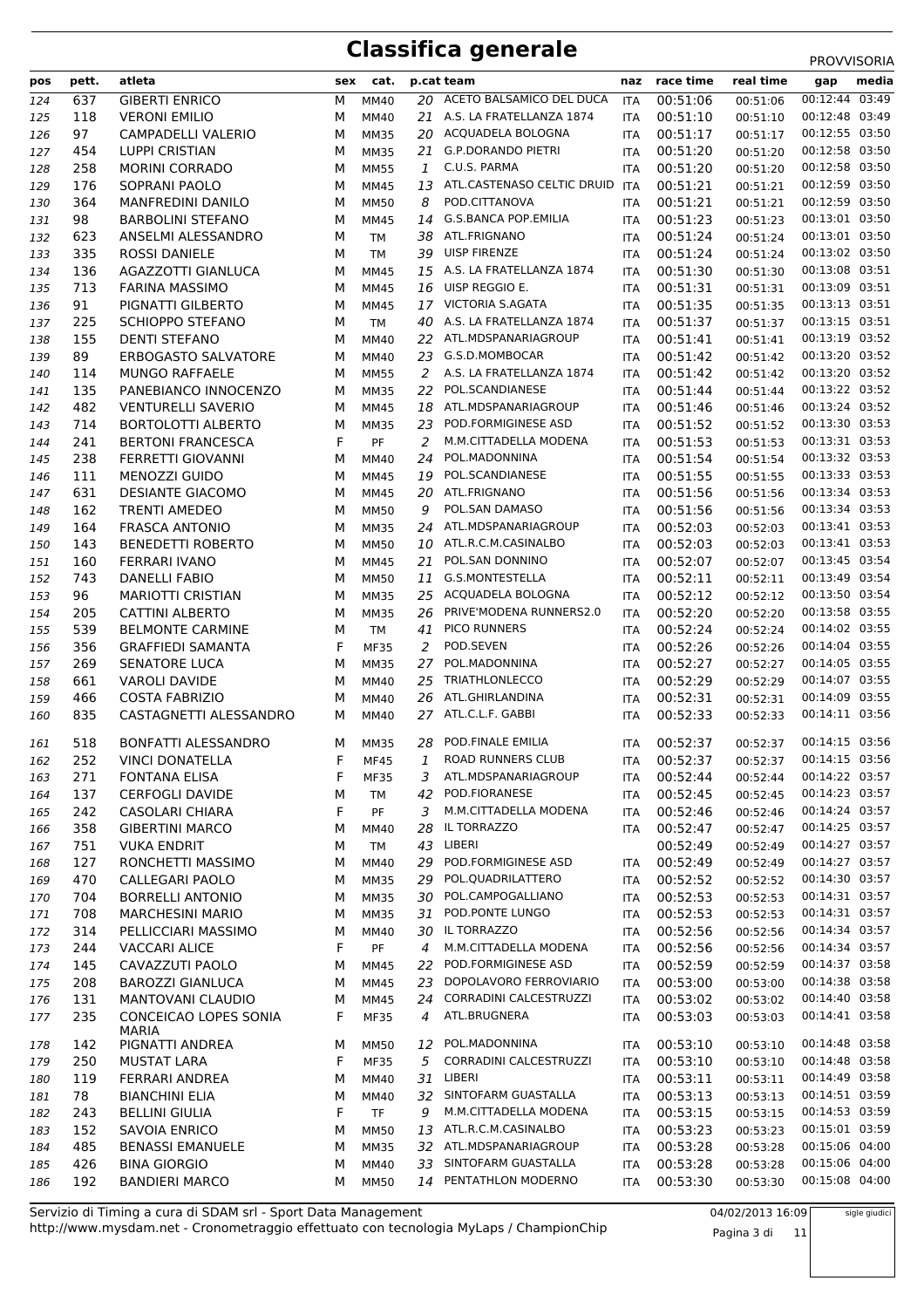# Classifica generale

PROVVISORIA

| pos | pett. | atleta | sex | cat. | p.cat | team | naz | race time | real time | gap | media |
|---|---|---|---|---|---|---|---|---|---|---|---|
| 124 | 637 | GIBERTI ENRICO | M | MM40 | 20 | ACETO BALSAMICO DEL DUCA | ITA | 00:51:06 | 00:51:06 | 00:12:44 | 03:49 |
| 125 | 118 | VERONI EMILIO | M | MM40 | 21 | A.S. LA FRATELLANZA 1874 | ITA | 00:51:10 | 00:51:10 | 00:12:48 | 03:49 |
| 126 | 97 | CAMPADELLI VALERIO | M | MM35 | 20 | ACQUADELA BOLOGNA | ITA | 00:51:17 | 00:51:17 | 00:12:55 | 03:50 |
| 127 | 454 | LUPPI CRISTIAN | M | MM35 | 21 | G.P.DORANDO PIETRI | ITA | 00:51:20 | 00:51:20 | 00:12:58 | 03:50 |
| 128 | 258 | MORINI CORRADO | M | MM55 | 1 | C.U.S. PARMA | ITA | 00:51:20 | 00:51:20 | 00:12:58 | 03:50 |
| 129 | 176 | SOPRANI PAOLO | M | MM45 | 13 | ATL.CASTENASO CELTIC DRUID | ITA | 00:51:21 | 00:51:21 | 00:12:59 | 03:50 |
| 130 | 364 | MANFREDINI DANILO | M | MM50 | 8 | POD.CITTANOVA | ITA | 00:51:21 | 00:51:21 | 00:12:59 | 03:50 |
| 131 | 98 | BARBOLINI STEFANO | M | MM45 | 14 | G.S.BANCA POP.EMILIA | ITA | 00:51:23 | 00:51:23 | 00:13:01 | 03:50 |
| 132 | 623 | ANSELMI ALESSANDRO | M | TM | 38 | ATL.FRIGNANO | ITA | 00:51:24 | 00:51:24 | 00:13:01 | 03:50 |
| 133 | 335 | ROSSI DANIELE | M | TM | 39 | UISP FIRENZE | ITA | 00:51:24 | 00:51:24 | 00:13:02 | 03:50 |
| 134 | 136 | AGAZZOTTI GIANLUCA | M | MM45 | 15 | A.S. LA FRATELLANZA 1874 | ITA | 00:51:30 | 00:51:30 | 00:13:08 | 03:51 |
| 135 | 713 | FARINA MASSIMO | M | MM45 | 16 | UISP REGGIO E. | ITA | 00:51:31 | 00:51:31 | 00:13:09 | 03:51 |
| 136 | 91 | PIGNATTI GILBERTO | M | MM45 | 17 | VICTORIA S.AGATA | ITA | 00:51:35 | 00:51:35 | 00:13:13 | 03:51 |
| 137 | 225 | SCHIOPPO STEFANO | M | TM | 40 | A.S. LA FRATELLANZA 1874 | ITA | 00:51:37 | 00:51:37 | 00:13:15 | 03:51 |
| 138 | 155 | DENTI STEFANO | M | MM40 | 22 | ATL.MDSPANARIAGROUP | ITA | 00:51:41 | 00:51:41 | 00:13:19 | 03:52 |
| 139 | 89 | ERBOGASTO SALVATORE | M | MM40 | 23 | G.S.D.MOMBOCAR | ITA | 00:51:42 | 00:51:42 | 00:13:20 | 03:52 |
| 140 | 114 | MUNGO RAFFAELE | M | MM55 | 2 | A.S. LA FRATELLANZA 1874 | ITA | 00:51:42 | 00:51:42 | 00:13:20 | 03:52 |
| 141 | 135 | PANEBIANCO INNOCENZO | M | MM35 | 22 | POL.SCANDIANESE | ITA | 00:51:44 | 00:51:44 | 00:13:22 | 03:52 |
| 142 | 482 | VENTURELLI SAVERIO | M | MM45 | 18 | ATL.MDSPANARIAGROUP | ITA | 00:51:46 | 00:51:46 | 00:13:24 | 03:52 |
| 143 | 714 | BORTOLOTTI ALBERTO | M | MM35 | 23 | POD.FORMIGINESE ASD | ITA | 00:51:52 | 00:51:52 | 00:13:30 | 03:53 |
| 144 | 241 | BERTONI FRANCESCA | F | PF | 2 | M.M.CITTADELLA MODENA | ITA | 00:51:53 | 00:51:53 | 00:13:31 | 03:53 |
| 145 | 238 | FERRETTI GIOVANNI | M | MM40 | 24 | POL.MADONNINA | ITA | 00:51:54 | 00:51:54 | 00:13:32 | 03:53 |
| 146 | 111 | MENOZZI GUIDO | M | MM45 | 19 | POL.SCANDIANESE | ITA | 00:51:55 | 00:51:55 | 00:13:33 | 03:53 |
| 147 | 631 | DESIANTE GIACOMO | M | MM45 | 20 | ATL.FRIGNANO | ITA | 00:51:56 | 00:51:56 | 00:13:34 | 03:53 |
| 148 | 162 | TRENTI AMEDEO | M | MM50 | 9 | POL.SAN DAMASO | ITA | 00:51:56 | 00:51:56 | 00:13:34 | 03:53 |
| 149 | 164 | FRASCA ANTONIO | M | MM35 | 24 | ATL.MDSPANARIAGROUP | ITA | 00:52:03 | 00:52:03 | 00:13:41 | 03:53 |
| 150 | 143 | BENEDETTI ROBERTO | M | MM50 | 10 | ATL.R.C.M.CASINALBO | ITA | 00:52:03 | 00:52:03 | 00:13:41 | 03:53 |
| 151 | 160 | FERRARI IVANO | M | MM45 | 21 | POL.SAN DONNINO | ITA | 00:52:07 | 00:52:07 | 00:13:45 | 03:54 |
| 152 | 743 | DANELLI FABIO | M | MM50 | 11 | G.S.MONTESTELLA | ITA | 00:52:11 | 00:52:11 | 00:13:49 | 03:54 |
| 153 | 96 | MARIOTTI CRISTIAN | M | MM35 | 25 | ACQUADELA BOLOGNA | ITA | 00:52:12 | 00:52:12 | 00:13:50 | 03:54 |
| 154 | 205 | CATTINI ALBERTO | M | MM35 | 26 | PRIVE'MODENA RUNNERS2.0 | ITA | 00:52:20 | 00:52:20 | 00:13:58 | 03:55 |
| 155 | 539 | BELMONTE CARMINE | M | TM | 41 | PICO RUNNERS | ITA | 00:52:24 | 00:52:24 | 00:14:02 | 03:55 |
| 156 | 356 | GRAFFIEDI SAMANTA | F | MF35 | 2 | POD.SEVEN | ITA | 00:52:26 | 00:52:26 | 00:14:04 | 03:55 |
| 157 | 269 | SENATORE LUCA | M | MM35 | 27 | POL.MADONNINA | ITA | 00:52:27 | 00:52:27 | 00:14:05 | 03:55 |
| 158 | 661 | VAROLI DAVIDE | M | MM40 | 25 | TRIATHLONLECCO | ITA | 00:52:29 | 00:52:29 | 00:14:07 | 03:55 |
| 159 | 466 | COSTA FABRIZIO | M | MM40 | 26 | ATL.GHIRLANDINA | ITA | 00:52:31 | 00:52:31 | 00:14:09 | 03:55 |
| 160 | 835 | CASTAGNETTI ALESSANDRO | M | MM40 | 27 | ATL.C.L.F. GABBI | ITA | 00:52:33 | 00:52:33 | 00:14:11 | 03:56 |
| 161 | 518 | BONFATTI ALESSANDRO | M | MM35 | 28 | POD.FINALE EMILIA | ITA | 00:52:37 | 00:52:37 | 00:14:15 | 03:56 |
| 162 | 252 | VINCI DONATELLA | F | MF45 | 1 | ROAD RUNNERS CLUB | ITA | 00:52:37 | 00:52:37 | 00:14:15 | 03:56 |
| 163 | 271 | FONTANA ELISA | F | MF35 | 3 | ATL.MDSPANARIAGROUP | ITA | 00:52:44 | 00:52:44 | 00:14:22 | 03:57 |
| 164 | 137 | CERFOGLI DAVIDE | M | TM | 42 | POD.FIORANESE | ITA | 00:52:45 | 00:52:45 | 00:14:23 | 03:57 |
| 165 | 242 | CASOLARI CHIARA | F | PF | 3 | M.M.CITTADELLA MODENA | ITA | 00:52:46 | 00:52:46 | 00:14:24 | 03:57 |
| 166 | 358 | GIBERTINI MARCO | M | MM40 | 28 | IL TORRAZZO | ITA | 00:52:47 | 00:52:47 | 00:14:25 | 03:57 |
| 167 | 751 | VUKA ENDRIT | M | TM | 43 | LIBERI | | 00:52:49 | 00:52:49 | 00:14:27 | 03:57 |
| 168 | 127 | RONCHETTI MASSIMO | M | MM40 | 29 | POD.FORMIGINESE ASD | ITA | 00:52:49 | 00:52:49 | 00:14:27 | 03:57 |
| 169 | 470 | CALLEGARI PAOLO | M | MM35 | 29 | POL.QUADRILATTERO | ITA | 00:52:52 | 00:52:52 | 00:14:30 | 03:57 |
| 170 | 704 | BORRELLI ANTONIO | M | MM35 | 30 | POL.CAMPOGALLIANO | ITA | 00:52:53 | 00:52:53 | 00:14:31 | 03:57 |
| 171 | 708 | MARCHESINI MARIO | M | MM35 | 31 | POD.PONTE LUNGO | ITA | 00:52:53 | 00:52:53 | 00:14:31 | 03:57 |
| 172 | 314 | PELLICCIARI MASSIMO | M | MM40 | 30 | IL TORRAZZO | ITA | 00:52:56 | 00:52:56 | 00:14:34 | 03:57 |
| 173 | 244 | VACCARI ALICE | F | PF | 4 | M.M.CITTADELLA MODENA | ITA | 00:52:56 | 00:52:56 | 00:14:34 | 03:57 |
| 174 | 145 | CAVAZZUTI PAOLO | M | MM45 | 22 | POD.FORMIGINESE ASD | ITA | 00:52:59 | 00:52:59 | 00:14:37 | 03:58 |
| 175 | 208 | BAROZZI GIANLUCA | M | MM45 | 23 | DOPOLAVORO FERROVIARIO | ITA | 00:53:00 | 00:53:00 | 00:14:38 | 03:58 |
| 176 | 131 | MANTOVANI CLAUDIO | M | MM45 | 24 | CORRADINI CALCESTRUZZI | ITA | 00:53:02 | 00:53:02 | 00:14:40 | 03:58 |
| 177 | 235 | CONCEICAO LOPES SONIA MARIA | F | MF35 | 4 | ATL.BRUGNERA | ITA | 00:53:03 | 00:53:03 | 00:14:41 | 03:58 |
| 178 | 142 | PIGNATTI ANDREA | M | MM50 | 12 | POL.MADONNINA | ITA | 00:53:10 | 00:53:10 | 00:14:48 | 03:58 |
| 179 | 250 | MUSTAT LARA | F | MF35 | 5 | CORRADINI CALCESTRUZZI | ITA | 00:53:10 | 00:53:10 | 00:14:48 | 03:58 |
| 180 | 119 | FERRARI ANDREA | M | MM40 | 31 | LIBERI | ITA | 00:53:11 | 00:53:11 | 00:14:49 | 03:58 |
| 181 | 78 | BIANCHINI ELIA | M | MM40 | 32 | SINTOFARM GUASTALLA | ITA | 00:53:13 | 00:53:13 | 00:14:51 | 03:59 |
| 182 | 243 | BELLINI GIULIA | F | TF | 9 | M.M.CITTADELLA MODENA | ITA | 00:53:15 | 00:53:15 | 00:14:53 | 03:59 |
| 183 | 152 | SAVOIA ENRICO | M | MM50 | 13 | ATL.R.C.M.CASINALBO | ITA | 00:53:23 | 00:53:23 | 00:15:01 | 03:59 |
| 184 | 485 | BENASSI EMANUELE | M | MM35 | 32 | ATL.MDSPANARIAGROUP | ITA | 00:53:28 | 00:53:28 | 00:15:06 | 04:00 |
| 185 | 426 | BINA GIORGIO | M | MM40 | 33 | SINTOFARM GUASTALLA | ITA | 00:53:28 | 00:53:28 | 00:15:06 | 04:00 |
| 186 | 192 | BANDIERI MARCO | M | MM50 | 14 | PENTATHLON MODERNO | ITA | 00:53:30 | 00:53:30 | 00:15:08 | 04:00 |

Servizio di Timing a cura di SDAM srl - Sport Data Management
http://www.mysdam.net - Cronometraggio effettuato con tecnologia MyLaps / ChampionChip

04/02/2013 16:09

sigle giudici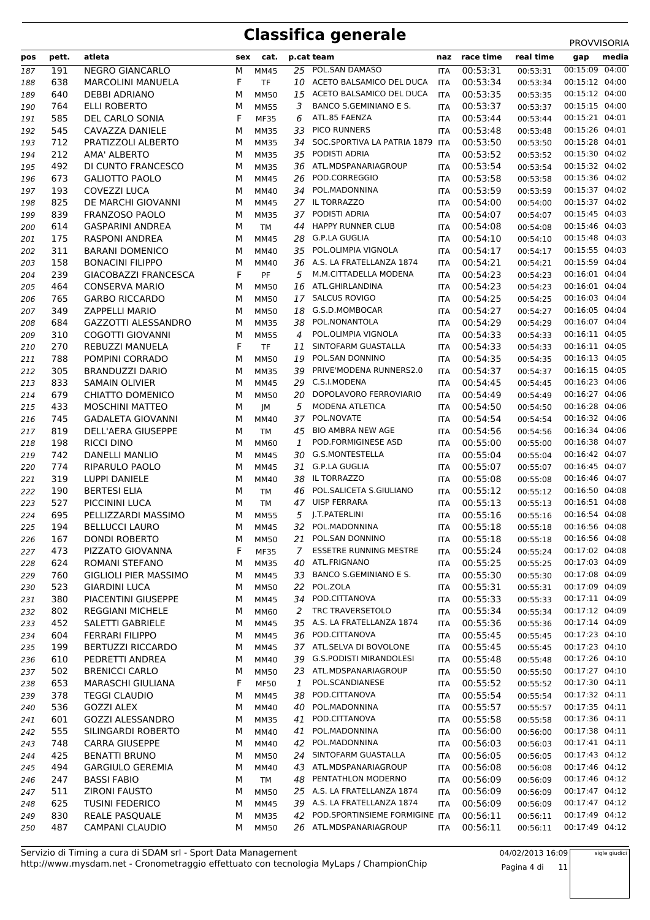# Classifica generale

PROVVISORIA

| pos | pett. | atleta | sex | cat. | p.cat | team | naz | race time | real time | gap | media |
|---|---|---|---|---|---|---|---|---|---|---|---|
| 187 | 191 | NEGRO GIANCARLO | M | MM45 | 25 | POL.SAN DAMASO | ITA | 00:53:31 | 00:53:31 | 00:15:09 | 04:00 |
| 188 | 638 | MARCOLINI MANUELA | F | TF | 10 | ACETO BALSAMICO DEL DUCA | ITA | 00:53:34 | 00:53:34 | 00:15:12 | 04:00 |
| 189 | 640 | DEBBI ADRIANO | M | MM50 | 15 | ACETO BALSAMICO DEL DUCA | ITA | 00:53:35 | 00:53:35 | 00:15:12 | 04:00 |
| 190 | 764 | ELLI ROBERTO | M | MM55 | 3 | BANCO S.GEMINIANO E S. | ITA | 00:53:37 | 00:53:37 | 00:15:15 | 04:00 |
| 191 | 585 | DEL CARLO SONIA | F | MF35 | 6 | ATL.85 FAENZA | ITA | 00:53:44 | 00:53:44 | 00:15:21 | 04:01 |
| 192 | 545 | CAVAZZA DANIELE | M | MM35 | 33 | PICO RUNNERS | ITA | 00:53:48 | 00:53:48 | 00:15:26 | 04:01 |
| 193 | 712 | PRATIZZOLI ALBERTO | M | MM35 | 34 | SOC.SPORTIVA LA PATRIA 1879 | ITA | 00:53:50 | 00:53:50 | 00:15:28 | 04:01 |
| 194 | 212 | AMA' ALBERTO | M | MM35 | 35 | PODISTI ADRIA | ITA | 00:53:52 | 00:53:52 | 00:15:30 | 04:02 |
| 195 | 492 | DI CUNTO FRANCESCO | M | MM35 | 36 | ATL.MDSPANARIAGROUP | ITA | 00:53:54 | 00:53:54 | 00:15:32 | 04:02 |
| 196 | 673 | GALIOTTO PAOLO | M | MM45 | 26 | POD.CORREGGIO | ITA | 00:53:58 | 00:53:58 | 00:15:36 | 04:02 |
| 197 | 193 | COVEZZI LUCA | M | MM40 | 34 | POL.MADONNINA | ITA | 00:53:59 | 00:53:59 | 00:15:37 | 04:02 |
| 198 | 825 | DE MARCHI GIOVANNI | M | MM45 | 27 | IL TORRAZZO | ITA | 00:54:00 | 00:54:00 | 00:15:37 | 04:02 |
| 199 | 839 | FRANZOSO PAOLO | M | MM35 | 37 | PODISTI ADRIA | ITA | 00:54:07 | 00:54:07 | 00:15:45 | 04:03 |
| 200 | 614 | GASPARINI ANDREA | M | TM | 44 | HAPPY RUNNER CLUB | ITA | 00:54:08 | 00:54:08 | 00:15:46 | 04:03 |
| 201 | 175 | RASPONI ANDREA | M | MM45 | 28 | G.P.LA GUGLIA | ITA | 00:54:10 | 00:54:10 | 00:15:48 | 04:03 |
| 202 | 311 | BARANI DOMENICO | M | MM40 | 35 | POL.OLIMPIA VIGNOLA | ITA | 00:54:17 | 00:54:17 | 00:15:55 | 04:03 |
| 203 | 158 | BONACINI FILIPPO | M | MM40 | 36 | A.S. LA FRATELLANZA 1874 | ITA | 00:54:21 | 00:54:21 | 00:15:59 | 04:04 |
| 204 | 239 | GIACOBAZZI FRANCESCA | F | PF | 5 | M.M.CITTADELLA MODENA | ITA | 00:54:23 | 00:54:23 | 00:16:01 | 04:04 |
| 205 | 464 | CONSERVA MARIO | M | MM50 | 16 | ATL.GHIRLANDINA | ITA | 00:54:23 | 00:54:23 | 00:16:01 | 04:04 |
| 206 | 765 | GARBO RICCARDO | M | MM50 | 17 | SALCUS ROVIGO | ITA | 00:54:25 | 00:54:25 | 00:16:03 | 04:04 |
| 207 | 349 | ZAPPELLI MARIO | M | MM50 | 18 | G.S.D.MOMBOCAR | ITA | 00:54:27 | 00:54:27 | 00:16:05 | 04:04 |
| 208 | 684 | GAZZOTTI ALESSANDRO | M | MM35 | 38 | POL.NONANTOLA | ITA | 00:54:29 | 00:54:29 | 00:16:07 | 04:04 |
| 209 | 310 | COGOTTI GIOVANNI | M | MM55 | 4 | POL.OLIMPIA VIGNOLA | ITA | 00:54:33 | 00:54:33 | 00:16:11 | 04:05 |
| 210 | 270 | REBUZZI MANUELA | F | TF | 11 | SINTOFARM GUASTALLA | ITA | 00:54:33 | 00:54:33 | 00:16:11 | 04:05 |
| 211 | 788 | POMPINI CORRADO | M | MM50 | 19 | POL.SAN DONNINO | ITA | 00:54:35 | 00:54:35 | 00:16:13 | 04:05 |
| 212 | 305 | BRANDUZZI DARIO | M | MM35 | 39 | PRIVE'MODENA RUNNERS2.0 | ITA | 00:54:37 | 00:54:37 | 00:16:15 | 04:05 |
| 213 | 833 | SAMAIN OLIVIER | M | MM45 | 29 | C.S.I.MODENA | ITA | 00:54:45 | 00:54:45 | 00:16:23 | 04:06 |
| 214 | 679 | CHIATTO DOMENICO | M | MM50 | 20 | DOPOLAVORO FERROVIARIO | ITA | 00:54:49 | 00:54:49 | 00:16:27 | 04:06 |
| 215 | 433 | MOSCHINI MATTEO | M | JM | 5 | MODENA ATLETICA | ITA | 00:54:50 | 00:54:50 | 00:16:28 | 04:06 |
| 216 | 745 | GADALETA GIOVANNI | M | MM40 | 37 | POL.NOVATE | ITA | 00:54:54 | 00:54:54 | 00:16:32 | 04:06 |
| 217 | 819 | DELL'AERA GIUSEPPE | M | TM | 45 | BIO AMBRA NEW AGE | ITA | 00:54:56 | 00:54:56 | 00:16:34 | 04:06 |
| 218 | 198 | RICCI DINO | M | MM60 | 1 | POD.FORMIGINESE ASD | ITA | 00:55:00 | 00:55:00 | 00:16:38 | 04:07 |
| 219 | 742 | DANELLI MANLIO | M | MM45 | 30 | G.S.MONTESTELLA | ITA | 00:55:04 | 00:55:04 | 00:16:42 | 04:07 |
| 220 | 774 | RIPARULO PAOLO | M | MM45 | 31 | G.P.LA GUGLIA | ITA | 00:55:07 | 00:55:07 | 00:16:45 | 04:07 |
| 221 | 319 | LUPPI DANIELE | M | MM40 | 38 | IL TORRAZZO | ITA | 00:55:08 | 00:55:08 | 00:16:46 | 04:07 |
| 222 | 190 | BERTESI ELIA | M | TM | 46 | POL.SALICETA S.GIULIANO | ITA | 00:55:12 | 00:55:12 | 00:16:50 | 04:08 |
| 223 | 527 | PICCININI LUCA | M | TM | 47 | UISP FERRARA | ITA | 00:55:13 | 00:55:13 | 00:16:51 | 04:08 |
| 224 | 695 | PELLIZZARDI MASSIMO | M | MM55 | 5 | J.T.PATERLINI | ITA | 00:55:16 | 00:55:16 | 00:16:54 | 04:08 |
| 225 | 194 | BELLUCCI LAURO | M | MM45 | 32 | POL.MADONNINA | ITA | 00:55:18 | 00:55:18 | 00:16:56 | 04:08 |
| 226 | 167 | DONDI ROBERTO | M | MM50 | 21 | POL.SAN DONNINO | ITA | 00:55:18 | 00:55:18 | 00:16:56 | 04:08 |
| 227 | 473 | PIZZATO GIOVANNA | F | MF35 | 7 | ESSETRE RUNNING MESTRE | ITA | 00:55:24 | 00:55:24 | 00:17:02 | 04:08 |
| 228 | 624 | ROMANI STEFANO | M | MM35 | 40 | ATL.FRIGNANO | ITA | 00:55:25 | 00:55:25 | 00:17:03 | 04:09 |
| 229 | 760 | GIGLIOLI PIER MASSIMO | M | MM45 | 33 | BANCO S.GEMINIANO E S. | ITA | 00:55:30 | 00:55:30 | 00:17:08 | 04:09 |
| 230 | 523 | GIARDINI LUCA | M | MM50 | 22 | POL.ZOLA | ITA | 00:55:31 | 00:55:31 | 00:17:09 | 04:09 |
| 231 | 380 | PIACENTINI GIUSEPPE | M | MM45 | 34 | POD.CITTANOVA | ITA | 00:55:33 | 00:55:33 | 00:17:11 | 04:09 |
| 232 | 802 | REGGIANI MICHELE | M | MM60 | 2 | TRC TRAVERSETOLO | ITA | 00:55:34 | 00:55:34 | 00:17:12 | 04:09 |
| 233 | 452 | SALETTI GABRIELE | M | MM45 | 35 | A.S. LA FRATELLANZA 1874 | ITA | 00:55:36 | 00:55:36 | 00:17:14 | 04:09 |
| 234 | 604 | FERRARI FILIPPO | M | MM45 | 36 | POD.CITTANOVA | ITA | 00:55:45 | 00:55:45 | 00:17:23 | 04:10 |
| 235 | 199 | BERTUZZI RICCARDO | M | MM45 | 37 | ATL.SELVA DI BOVOLONE | ITA | 00:55:45 | 00:55:45 | 00:17:23 | 04:10 |
| 236 | 610 | PEDRETTI ANDREA | M | MM40 | 39 | G.S.PODISTI MIRANDOLESI | ITA | 00:55:48 | 00:55:48 | 00:17:26 | 04:10 |
| 237 | 502 | BRENICCI CARLO | M | MM50 | 23 | ATL.MDSPANARIAGROUP | ITA | 00:55:50 | 00:55:50 | 00:17:27 | 04:10 |
| 238 | 653 | MARASCHI GIULIANA | F | MF50 | 1 | POL.SCANDIANESE | ITA | 00:55:52 | 00:55:52 | 00:17:30 | 04:11 |
| 239 | 378 | TEGGI CLAUDIO | M | MM45 | 38 | POD.CITTANOVA | ITA | 00:55:54 | 00:55:54 | 00:17:32 | 04:11 |
| 240 | 536 | GOZZI ALEX | M | MM40 | 40 | POL.MADONNINA | ITA | 00:55:57 | 00:55:57 | 00:17:35 | 04:11 |
| 241 | 601 | GOZZI ALESSANDRO | M | MM35 | 41 | POD.CITTANOVA | ITA | 00:55:58 | 00:55:58 | 00:17:36 | 04:11 |
| 242 | 555 | SILINGARDI ROBERTO | M | MM40 | 41 | POL.MADONNINA | ITA | 00:56:00 | 00:56:00 | 00:17:38 | 04:11 |
| 243 | 748 | CARRA GIUSEPPE | M | MM40 | 42 | POL.MADONNINA | ITA | 00:56:03 | 00:56:03 | 00:17:41 | 04:11 |
| 244 | 425 | BENATTI BRUNO | M | MM50 | 24 | SINTOFARM GUASTALLA | ITA | 00:56:05 | 00:56:05 | 00:17:43 | 04:12 |
| 245 | 494 | GARGIULO GEREMIA | M | MM40 | 43 | ATL.MDSPANARIAGROUP | ITA | 00:56:08 | 00:56:08 | 00:17:46 | 04:12 |
| 246 | 247 | BASSI FABIO | M | TM | 48 | PENTATHLON MODERNO | ITA | 00:56:09 | 00:56:09 | 00:17:46 | 04:12 |
| 247 | 511 | ZIRONI FAUSTO | M | MM50 | 25 | A.S. LA FRATELLANZA 1874 | ITA | 00:56:09 | 00:56:09 | 00:17:47 | 04:12 |
| 248 | 625 | TUSINI FEDERICO | M | MM45 | 39 | A.S. LA FRATELLANZA 1874 | ITA | 00:56:09 | 00:56:09 | 00:17:47 | 04:12 |
| 249 | 830 | REALE PASQUALE | M | MM35 | 42 | POD.SPORTINSIEME FORMIGINE | ITA | 00:56:11 | 00:56:11 | 00:17:49 | 04:12 |
| 250 | 487 | CAMPANI CLAUDIO | M | MM50 | 26 | ATL.MDSPANARIAGROUP | ITA | 00:56:11 | 00:56:11 | 00:17:49 | 04:12 |

Servizio di Timing a cura di SDAM srl - Sport Data Management
http://www.mysdam.net - Cronometraggio effettuato con tecnologia MyLaps / ChampionChip

04/02/2013 16:09

sigle giudici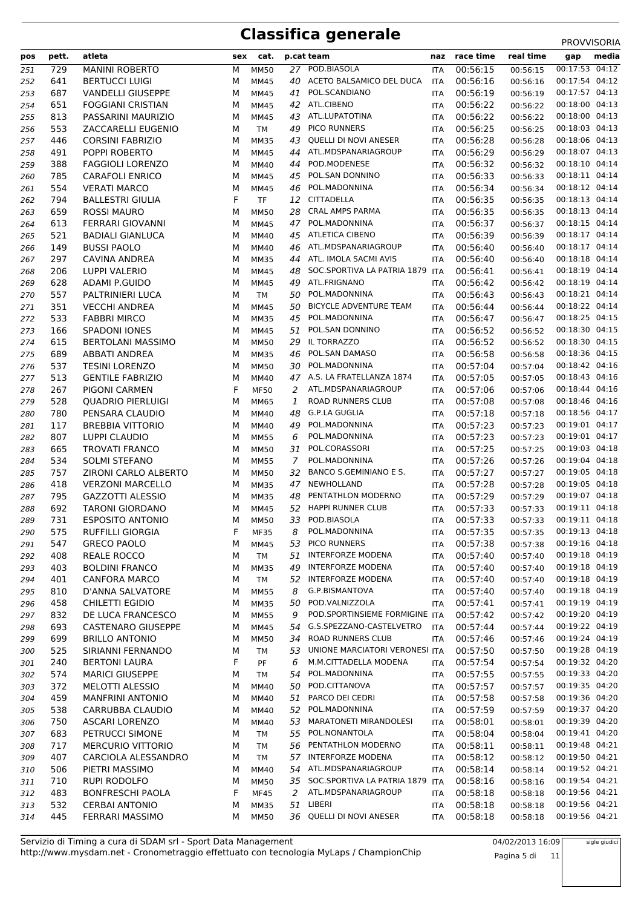# Classifica generale

PROVVISORIA

| pos | pett. | atleta | sex | cat. | p.cat | team | naz | race time | real time | gap | media |
|---|---|---|---|---|---|---|---|---|---|---|---|
| 251 | 729 | MANINI ROBERTO | M | MM50 | 27 | POD.BIASOLA | ITA | 00:56:15 | 00:56:15 | 00:17:53 | 04:12 |
| 252 | 641 | BERTUCCI LUIGI | M | MM45 | 40 | ACETO BALSAMICO DEL DUCA | ITA | 00:56:16 | 00:56:16 | 00:17:54 | 04:12 |
| 253 | 687 | VANDELLI GIUSEPPE | M | MM45 | 41 | POL.SCANDIANO | ITA | 00:56:19 | 00:56:19 | 00:17:57 | 04:13 |
| 254 | 651 | FOGGIANI CRISTIAN | M | MM45 | 42 | ATL.CIBENO | ITA | 00:56:22 | 00:56:22 | 00:18:00 | 04:13 |
| 255 | 813 | PASSARINI MAURIZIO | M | MM45 | 43 | ATL.LUPATOTINA | ITA | 00:56:22 | 00:56:22 | 00:18:00 | 04:13 |
| 256 | 553 | ZACCARELLI EUGENIO | M | TM | 49 | PICO RUNNERS | ITA | 00:56:25 | 00:56:25 | 00:18:03 | 04:13 |
| 257 | 446 | CORSINI FABRIZIO | M | MM35 | 43 | QUELLI DI NOVI ANESER | ITA | 00:56:28 | 00:56:28 | 00:18:06 | 04:13 |
| 258 | 491 | POPPI ROBERTO | M | MM45 | 44 | ATL.MDSPANARIAGROUP | ITA | 00:56:29 | 00:56:29 | 00:18:07 | 04:13 |
| 259 | 388 | FAGGIOLI LORENZO | M | MM40 | 44 | POD.MODENESE | ITA | 00:56:32 | 00:56:32 | 00:18:10 | 04:14 |
| 260 | 785 | CARAFOLI ENRICO | M | MM45 | 45 | POL.SAN DONNINO | ITA | 00:56:33 | 00:56:33 | 00:18:11 | 04:14 |
| 261 | 554 | VERATI MARCO | M | MM45 | 46 | POL.MADONNINA | ITA | 00:56:34 | 00:56:34 | 00:18:12 | 04:14 |
| 262 | 794 | BALLESTRI GIULIA | F | TF | 12 | CITTADELLA | ITA | 00:56:35 | 00:56:35 | 00:18:13 | 04:14 |
| 263 | 659 | ROSSI MAURO | M | MM50 | 28 | CRAL AMPS PARMA | ITA | 00:56:35 | 00:56:35 | 00:18:13 | 04:14 |
| 264 | 613 | FERRARI GIOVANNI | M | MM45 | 47 | POL.MADONNINA | ITA | 00:56:37 | 00:56:37 | 00:18:15 | 04:14 |
| 265 | 521 | BADIALI GIANLUCA | M | MM40 | 45 | ATLETICA CIBENO | ITA | 00:56:39 | 00:56:39 | 00:18:17 | 04:14 |
| 266 | 149 | BUSSI PAOLO | M | MM40 | 46 | ATL.MDSPANARIAGROUP | ITA | 00:56:40 | 00:56:40 | 00:18:17 | 04:14 |
| 267 | 297 | CAVINA ANDREA | M | MM35 | 44 | ATL. IMOLA SACMI AVIS | ITA | 00:56:40 | 00:56:40 | 00:18:18 | 04:14 |
| 268 | 206 | LUPPI VALERIO | M | MM45 | 48 | SOC.SPORTIVA LA PATRIA 1879 | ITA | 00:56:41 | 00:56:41 | 00:18:19 | 04:14 |
| 269 | 628 | ADAMI P.GUIDO | M | MM45 | 49 | ATL.FRIGNANO | ITA | 00:56:42 | 00:56:42 | 00:18:19 | 04:14 |
| 270 | 557 | PALTRINIERI LUCA | M | TM | 50 | POL.MADONNINA | ITA | 00:56:43 | 00:56:43 | 00:18:21 | 04:14 |
| 271 | 351 | VECCHI ANDREA | M | MM45 | 50 | BICYCLE ADVENTURE TEAM | ITA | 00:56:44 | 00:56:44 | 00:18:22 | 04:14 |
| 272 | 533 | FABBRI MIRCO | M | MM35 | 45 | POL.MADONNINA | ITA | 00:56:47 | 00:56:47 | 00:18:25 | 04:15 |
| 273 | 166 | SPADONI IONES | M | MM45 | 51 | POL.SAN DONNINO | ITA | 00:56:52 | 00:56:52 | 00:18:30 | 04:15 |
| 274 | 615 | BERTOLANI MASSIMO | M | MM50 | 29 | IL TORRAZZO | ITA | 00:56:52 | 00:56:52 | 00:18:30 | 04:15 |
| 275 | 689 | ABBATI ANDREA | M | MM35 | 46 | POL.SAN DAMASO | ITA | 00:56:58 | 00:56:58 | 00:18:36 | 04:15 |
| 276 | 537 | TESINI LORENZO | M | MM50 | 30 | POL.MADONNINA | ITA | 00:57:04 | 00:57:04 | 00:18:42 | 04:16 |
| 277 | 513 | GENTILE FABRIZIO | M | MM40 | 47 | A.S. LA FRATELLANZA 1874 | ITA | 00:57:05 | 00:57:05 | 00:18:43 | 04:16 |
| 278 | 267 | PIGONI CARMEN | F | MF50 | 2 | ATL.MDSPANARIAGROUP | ITA | 00:57:06 | 00:57:06 | 00:18:44 | 04:16 |
| 279 | 528 | QUADRIO PIERLUIGI | M | MM65 | 1 | ROAD RUNNERS CLUB | ITA | 00:57:08 | 00:57:08 | 00:18:46 | 04:16 |
| 280 | 780 | PENSARA CLAUDIO | M | MM40 | 48 | G.P.LA GUGLIA | ITA | 00:57:18 | 00:57:18 | 00:18:56 | 04:17 |
| 281 | 117 | BREBBIA VITTORIO | M | MM40 | 49 | POL.MADONNINA | ITA | 00:57:23 | 00:57:23 | 00:19:01 | 04:17 |
| 282 | 807 | LUPPI CLAUDIO | M | MM55 | 6 | POL.MADONNINA | ITA | 00:57:23 | 00:57:23 | 00:19:01 | 04:17 |
| 283 | 665 | TROVATI FRANCO | M | MM50 | 31 | POL.CORASSORI | ITA | 00:57:25 | 00:57:25 | 00:19:03 | 04:18 |
| 284 | 534 | SOLMI STEFANO | M | MM55 | 7 | POL.MADONNINA | ITA | 00:57:26 | 00:57:26 | 00:19:04 | 04:18 |
| 285 | 757 | ZIRONI CARLO ALBERTO | M | MM50 | 32 | BANCO S.GEMINIANO E S. | ITA | 00:57:27 | 00:57:27 | 00:19:05 | 04:18 |
| 286 | 418 | VERZONI MARCELLO | M | MM35 | 47 | NEWHOLLAND | ITA | 00:57:28 | 00:57:28 | 00:19:05 | 04:18 |
| 287 | 795 | GAZZOTTI ALESSIO | M | MM35 | 48 | PENTATHLON MODERNO | ITA | 00:57:29 | 00:57:29 | 00:19:07 | 04:18 |
| 288 | 692 | TARONI GIORDANO | M | MM45 | 52 | HAPPI RUNNER CLUB | ITA | 00:57:33 | 00:57:33 | 00:19:11 | 04:18 |
| 289 | 731 | ESPOSITO ANTONIO | M | MM50 | 33 | POD.BIASOLA | ITA | 00:57:33 | 00:57:33 | 00:19:11 | 04:18 |
| 290 | 575 | RUFFILLI GIORGIA | F | MF35 | 8 | POL.MADONNINA | ITA | 00:57:35 | 00:57:35 | 00:19:13 | 04:18 |
| 291 | 547 | GRECO PAOLO | M | MM45 | 53 | PICO RUNNERS | ITA | 00:57:38 | 00:57:38 | 00:19:16 | 04:18 |
| 292 | 408 | REALE ROCCO | M | TM | 51 | INTERFORZE MODENA | ITA | 00:57:40 | 00:57:40 | 00:19:18 | 04:19 |
| 293 | 403 | BOLDINI FRANCO | M | MM35 | 49 | INTERFORZE MODENA | ITA | 00:57:40 | 00:57:40 | 00:19:18 | 04:19 |
| 294 | 401 | CANFORA MARCO | M | TM | 52 | INTERFORZE MODENA | ITA | 00:57:40 | 00:57:40 | 00:19:18 | 04:19 |
| 295 | 810 | D'ANNA SALVATORE | M | MM55 | 8 | G.P.BISMANTOVA | ITA | 00:57:40 | 00:57:40 | 00:19:18 | 04:19 |
| 296 | 458 | CHILETTI EGIDIO | M | MM35 | 50 | POD.VALNIZZOLA | ITA | 00:57:41 | 00:57:41 | 00:19:19 | 04:19 |
| 297 | 832 | DE LUCA FRANCESCO | M | MM55 | 9 | POD.SPORTINSIEME FORMIGINE | ITA | 00:57:42 | 00:57:42 | 00:19:20 | 04:19 |
| 298 | 693 | CASTENARO GIUSEPPE | M | MM45 | 54 | G.S.SPEZZANO-CASTELVETRO | ITA | 00:57:44 | 00:57:44 | 00:19:22 | 04:19 |
| 299 | 699 | BRILLO ANTONIO | M | MM50 | 34 | ROAD RUNNERS CLUB | ITA | 00:57:46 | 00:57:46 | 00:19:24 | 04:19 |
| 300 | 525 | SIRIANNI FERNANDO | M | TM | 53 | UNIONE MARCIATORI VERONESI | ITA | 00:57:50 | 00:57:50 | 00:19:28 | 04:19 |
| 301 | 240 | BERTONI LAURA | F | PF | 6 | M.M.CITTADELLA MODENA | ITA | 00:57:54 | 00:57:54 | 00:19:32 | 04:20 |
| 302 | 574 | MARICI GIUSEPPE | M | TM | 54 | POL.MADONNINA | ITA | 00:57:55 | 00:57:55 | 00:19:33 | 04:20 |
| 303 | 372 | MELOTTI ALESSIO | M | MM40 | 50 | POD.CITTANOVA | ITA | 00:57:57 | 00:57:57 | 00:19:35 | 04:20 |
| 304 | 459 | MANFRINI ANTONIO | M | MM40 | 51 | PARCO DEI CEDRI | ITA | 00:57:58 | 00:57:58 | 00:19:36 | 04:20 |
| 305 | 538 | CARRUBBA CLAUDIO | M | MM40 | 52 | POL.MADONNINA | ITA | 00:57:59 | 00:57:59 | 00:19:37 | 04:20 |
| 306 | 750 | ASCARI LORENZO | M | MM40 | 53 | MARATONETI MIRANDOLESI | ITA | 00:58:01 | 00:58:01 | 00:19:39 | 04:20 |
| 307 | 683 | PETRUCCI SIMONE | M | TM | 55 | POL.NONANTOLA | ITA | 00:58:04 | 00:58:04 | 00:19:41 | 04:20 |
| 308 | 717 | MERCURIO VITTORIO | M | TM | 56 | PENTATHLON MODERNO | ITA | 00:58:11 | 00:58:11 | 00:19:48 | 04:21 |
| 309 | 407 | CARCIOLA ALESSANDRO | M | TM | 57 | INTERFORZE MODENA | ITA | 00:58:12 | 00:58:12 | 00:19:50 | 04:21 |
| 310 | 506 | PIETRI MASSIMO | M | MM40 | 54 | ATL.MDSPANARIAGROUP | ITA | 00:58:14 | 00:58:14 | 00:19:52 | 04:21 |
| 311 | 710 | RUPI RODOLFO | M | MM50 | 35 | SOC.SPORTIVA LA PATRIA 1879 | ITA | 00:58:16 | 00:58:16 | 00:19:54 | 04:21 |
| 312 | 483 | BONFRESCHI PAOLA | F | MF45 | 2 | ATL.MDSPANARIAGROUP | ITA | 00:58:18 | 00:58:18 | 00:19:56 | 04:21 |
| 313 | 532 | CERBAI ANTONIO | M | MM35 | 51 | LIBERI | ITA | 00:58:18 | 00:58:18 | 00:19:56 | 04:21 |
| 314 | 445 | FERRARI MASSIMO | M | MM50 | 36 | QUELLI DI NOVI ANESER | ITA | 00:58:18 | 00:58:18 | 00:19:56 | 04:21 |

Servizio di Timing a cura di SDAM srl - Sport Data Management
http://www.mysdam.net - Cronometraggio effettuato con tecnologia MyLaps / ChampionChip

04/02/2013 16:09

sigle giudici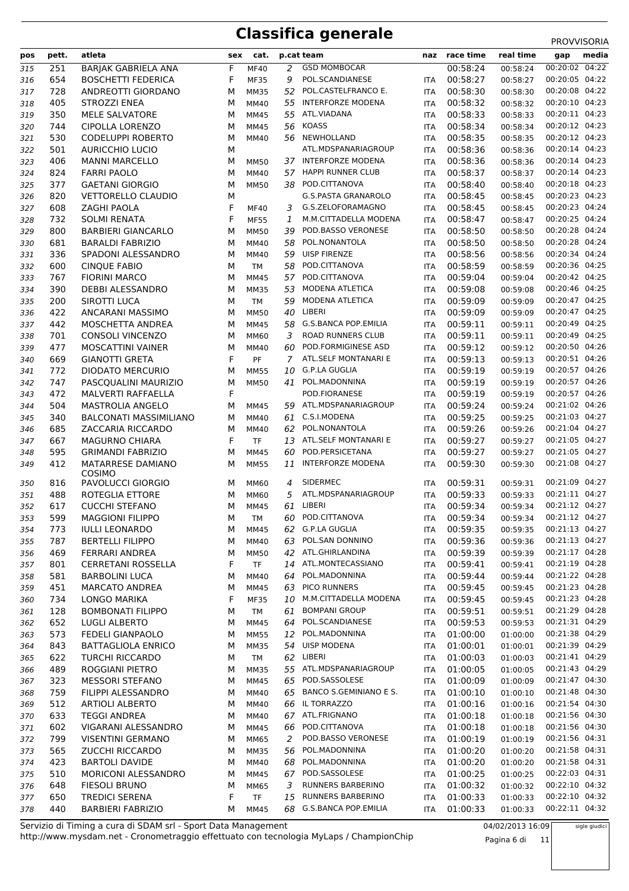# Classifica generale

PROVVISORIA

| pos | pett. | atleta | sex | cat. | p.cat | team | naz | race time | real time | gap | media |
|---|---|---|---|---|---|---|---|---|---|---|---|
| 315 | 251 | BARJAK GABRIELA ANA | F | MF40 | 2 | GSD MOMBOCAR | | 00:58:24 | 00:58:24 | 00:20:02 | 04:22 |
| 316 | 654 | BOSCHETTI FEDERICA | F | MF35 | 9 | POL.SCANDIANESE | ITA | 00:58:27 | 00:58:27 | 00:20:05 | 04:22 |
| 317 | 728 | ANDREOTTI GIORDANO | M | MM35 | 52 | POL.CASTELFRANCO E. | ITA | 00:58:30 | 00:58:30 | 00:20:08 | 04:22 |
| 318 | 405 | STROZZI ENEA | M | MM40 | 55 | INTERFORZE MODENA | ITA | 00:58:32 | 00:58:32 | 00:20:10 | 04:23 |
| 319 | 350 | MELE SALVATORE | M | MM45 | 55 | ATL.VIADANA | ITA | 00:58:33 | 00:58:33 | 00:20:11 | 04:23 |
| 320 | 744 | CIPOLLA LORENZO | M | MM45 | 56 | KOASS | ITA | 00:58:34 | 00:58:34 | 00:20:12 | 04:23 |
| 321 | 530 | CODELUPPI ROBERTO | M | MM40 | 56 | NEWHOLLAND | ITA | 00:58:35 | 00:58:35 | 00:20:12 | 04:23 |
| 322 | 501 | AURICCHIO LUCIO | M | | | ATL.MDSPANARIAGROUP | ITA | 00:58:36 | 00:58:36 | 00:20:14 | 04:23 |
| 323 | 406 | MANNI MARCELLO | M | MM50 | 37 | INTERFORZE MODENA | ITA | 00:58:36 | 00:58:36 | 00:20:14 | 04:23 |
| 324 | 824 | FARRI PAOLO | M | MM40 | 57 | HAPPI RUNNER CLUB | ITA | 00:58:37 | 00:58:37 | 00:20:14 | 04:23 |
| 325 | 377 | GAETANI GIORGIO | M | MM50 | 38 | POD.CITTANOVA | ITA | 00:58:40 | 00:58:40 | 00:20:18 | 04:23 |
| 326 | 820 | VETTORELLO CLAUDIO | M | | | G.S.PASTA GRANAROLO | ITA | 00:58:45 | 00:58:45 | 00:20:23 | 04:23 |
| 327 | 608 | ZAGHI PAOLA | F | MF40 | 3 | G.S.ZELOFORAMAGNO | ITA | 00:58:45 | 00:58:45 | 00:20:23 | 04:24 |
| 328 | 732 | SOLMI RENATA | F | MF55 | 1 | M.M.CITTADELLA MODENA | ITA | 00:58:47 | 00:58:47 | 00:20:25 | 04:24 |
| 329 | 800 | BARBIERI GIANCARLO | M | MM50 | 39 | POD.BASSO VERONESE | ITA | 00:58:50 | 00:58:50 | 00:20:28 | 04:24 |
| 330 | 681 | BARALDI FABRIZIO | M | MM40 | 58 | POL.NONANTOLA | ITA | 00:58:50 | 00:58:50 | 00:20:28 | 04:24 |
| 331 | 336 | SPADONI ALESSANDRO | M | MM40 | 59 | UISP FIRENZE | ITA | 00:58:56 | 00:58:56 | 00:20:34 | 04:24 |
| 332 | 600 | CINQUE FABIO | M | TM | 58 | POD.CITTANOVA | ITA | 00:58:59 | 00:58:59 | 00:20:36 | 04:25 |
| 333 | 767 | FIORINI MARCO | M | MM45 | 57 | POD.CITTANOVA | ITA | 00:59:04 | 00:59:04 | 00:20:42 | 04:25 |
| 334 | 390 | DEBBI ALESSANDRO | M | MM35 | 53 | MODENA ATLETICA | ITA | 00:59:08 | 00:59:08 | 00:20:46 | 04:25 |
| 335 | 200 | SIROTTI LUCA | M | TM | 59 | MODENA ATLETICA | ITA | 00:59:09 | 00:59:09 | 00:20:47 | 04:25 |
| 336 | 422 | ANCARANI MASSIMO | M | MM50 | 40 | LIBERI | ITA | 00:59:09 | 00:59:09 | 00:20:47 | 04:25 |
| 337 | 442 | MOSCHETTA ANDREA | M | MM45 | 58 | G.S.BANCA POP.EMILIA | ITA | 00:59:11 | 00:59:11 | 00:20:49 | 04:25 |
| 338 | 701 | CONSOLI VINCENZO | M | MM60 | 3 | ROAD RUNNERS CLUB | ITA | 00:59:11 | 00:59:11 | 00:20:49 | 04:25 |
| 339 | 477 | MOSCATTINI VAINER | M | MM40 | 60 | POD.FORMIGINESE ASD | ITA | 00:59:12 | 00:59:12 | 00:20:50 | 04:26 |
| 340 | 669 | GIANOTTI GRETA | F | PF | 7 | ATL.SELF MONTANARI E | ITA | 00:59:13 | 00:59:13 | 00:20:51 | 04:26 |
| 341 | 772 | DIODATO MERCURIO | M | MM55 | 10 | G.P.LA GUGLIA | ITA | 00:59:19 | 00:59:19 | 00:20:57 | 04:26 |
| 342 | 747 | PASCQUALINI MAURIZIO | M | MM50 | 41 | POL.MADONNINA | ITA | 00:59:19 | 00:59:19 | 00:20:57 | 04:26 |
| 343 | 472 | MALVERTI RAFFAELLA | F | | | POD.FIORANESE | ITA | 00:59:19 | 00:59:19 | 00:20:57 | 04:26 |
| 344 | 504 | MASTROLIA ANGELO | M | MM45 | 59 | ATL.MDSPANARIAGROUP | ITA | 00:59:24 | 00:59:24 | 00:21:02 | 04:26 |
| 345 | 340 | BALCONATI MASSIMILIANO | M | MM40 | 61 | C.S.I.MODENA | ITA | 00:59:25 | 00:59:25 | 00:21:03 | 04:27 |
| 346 | 685 | ZACCARIA RICCARDO | M | MM40 | 62 | POL.NONANTOLA | ITA | 00:59:26 | 00:59:26 | 00:21:04 | 04:27 |
| 347 | 667 | MAGURNO CHIARA | F | TF | 13 | ATL.SELF MONTANARI E | ITA | 00:59:27 | 00:59:27 | 00:21:05 | 04:27 |
| 348 | 595 | GRIMANDI FABRIZIO | M | MM45 | 60 | POD.PERSICETANA | ITA | 00:59:27 | 00:59:27 | 00:21:05 | 04:27 |
| 349 | 412 | MATARRESE DAMIANO COSIMO | M | MM55 | 11 | INTERFORZE MODENA | ITA | 00:59:30 | 00:59:30 | 00:21:08 | 04:27 |
| 350 | 816 | PAVOLUCCI GIORGIO | M | MM60 | 4 | SIDERMEC | ITA | 00:59:31 | 00:59:31 | 00:21:09 | 04:27 |
| 351 | 488 | ROTEGLIA ETTORE | M | MM60 | 5 | ATL.MDSPANARIAGROUP | ITA | 00:59:33 | 00:59:33 | 00:21:11 | 04:27 |
| 352 | 617 | CUCCHI STEFANO | M | MM45 | 61 | LIBERI | ITA | 00:59:34 | 00:59:34 | 00:21:12 | 04:27 |
| 353 | 599 | MAGGIONI FILIPPO | M | TM | 60 | POD.CITTANOVA | ITA | 00:59:34 | 00:59:34 | 00:21:12 | 04:27 |
| 354 | 773 | IULLI LEONARDO | M | MM45 | 62 | G.P.LA GUGLIA | ITA | 00:59:35 | 00:59:35 | 00:21:13 | 04:27 |
| 355 | 787 | BERTELLI FILIPPO | M | MM40 | 63 | POL.SAN DONNINO | ITA | 00:59:36 | 00:59:36 | 00:21:13 | 04:27 |
| 356 | 469 | FERRARI ANDREA | M | MM50 | 42 | ATL.GHIRLANDINA | ITA | 00:59:39 | 00:59:39 | 00:21:17 | 04:28 |
| 357 | 801 | CERRETANI ROSSELLA | F | TF | 14 | ATL.MONTECASSIANO | ITA | 00:59:41 | 00:59:41 | 00:21:19 | 04:28 |
| 358 | 581 | BARBOLINI LUCA | M | MM40 | 64 | POL.MADONNINA | ITA | 00:59:44 | 00:59:44 | 00:21:22 | 04:28 |
| 359 | 451 | MARCATO ANDREA | M | MM45 | 63 | PICO RUNNERS | ITA | 00:59:45 | 00:59:45 | 00:21:23 | 04:28 |
| 360 | 734 | LONGO MARIKA | F | MF35 | 10 | M.M.CITTADELLA MODENA | ITA | 00:59:45 | 00:59:45 | 00:21:23 | 04:28 |
| 361 | 128 | BOMBONATI FILIPPO | M | TM | 61 | BOMPANI GROUP | ITA | 00:59:51 | 00:59:51 | 00:21:29 | 04:28 |
| 362 | 652 | LUGLI ALBERTO | M | MM45 | 64 | POL.SCANDIANESE | ITA | 00:59:53 | 00:59:53 | 00:21:31 | 04:29 |
| 363 | 573 | FEDELI GIANPAOLO | M | MM55 | 12 | POL.MADONNINA | ITA | 01:00:00 | 01:00:00 | 00:21:38 | 04:29 |
| 364 | 843 | BATTAGLIOLA ENRICO | M | MM35 | 54 | UISP MODENA | ITA | 01:00:01 | 01:00:01 | 00:21:39 | 04:29 |
| 365 | 622 | TURCHI RICCARDO | M | TM | 62 | LIBERI | ITA | 01:00:03 | 01:00:03 | 00:21:41 | 04:29 |
| 366 | 489 | ROGGIANI PIETRO | M | MM35 | 55 | ATL.MDSPANARIAGROUP | ITA | 01:00:05 | 01:00:05 | 00:21:43 | 04:29 |
| 367 | 323 | MESSORI STEFANO | M | MM45 | 65 | POD.SASSOLESE | ITA | 01:00:09 | 01:00:09 | 00:21:47 | 04:30 |
| 368 | 759 | FILIPPI ALESSANDRO | M | MM40 | 65 | BANCO S.GEMINIANO E S. | ITA | 01:00:10 | 01:00:10 | 00:21:48 | 04:30 |
| 369 | 512 | ARTIOLI ALBERTO | M | MM40 | 66 | IL TORRAZZO | ITA | 01:00:16 | 01:00:16 | 00:21:54 | 04:30 |
| 370 | 633 | TEGGI ANDREA | M | MM40 | 67 | ATL.FRIGNANO | ITA | 01:00:18 | 01:00:18 | 00:21:56 | 04:30 |
| 371 | 602 | VIGARANI ALESSANDRO | M | MM45 | 66 | POD.CITTANOVA | ITA | 01:00:18 | 01:00:18 | 00:21:56 | 04:30 |
| 372 | 799 | VISENTINI GERMANO | M | MM65 | 2 | POD.BASSO VERONESE | ITA | 01:00:19 | 01:00:19 | 00:21:56 | 04:31 |
| 373 | 565 | ZUCCHI RICCARDO | M | MM35 | 56 | POL.MADONNINA | ITA | 01:00:20 | 01:00:20 | 00:21:58 | 04:31 |
| 374 | 423 | BARTOLI DAVIDE | M | MM40 | 68 | POL.MADONNINA | ITA | 01:00:20 | 01:00:20 | 00:21:58 | 04:31 |
| 375 | 510 | MORICONI ALESSANDRO | M | MM45 | 67 | POD.SASSOLESE | ITA | 01:00:25 | 01:00:25 | 00:22:03 | 04:31 |
| 376 | 648 | FIESOLI BRUNO | M | MM65 | 3 | RUNNERS BARBERINO | ITA | 01:00:32 | 01:00:32 | 00:22:10 | 04:32 |
| 377 | 650 | TREDICI SERENA | F | TF | 15 | RUNNERS BARBERINO | ITA | 01:00:33 | 01:00:33 | 00:22:10 | 04:32 |
| 378 | 440 | BARBIERI FABRIZIO | M | MM45 | 68 | G.S.BANCA POP.EMILIA | ITA | 01:00:33 | 01:00:33 | 00:22:11 | 04:32 |

Servizio di Timing a cura di SDAM srl - Sport Data Management
http://www.mysdam.net - Cronometraggio effettuato con tecnologia MyLaps / ChampionChip

04/02/2013 16:09

sigle giudici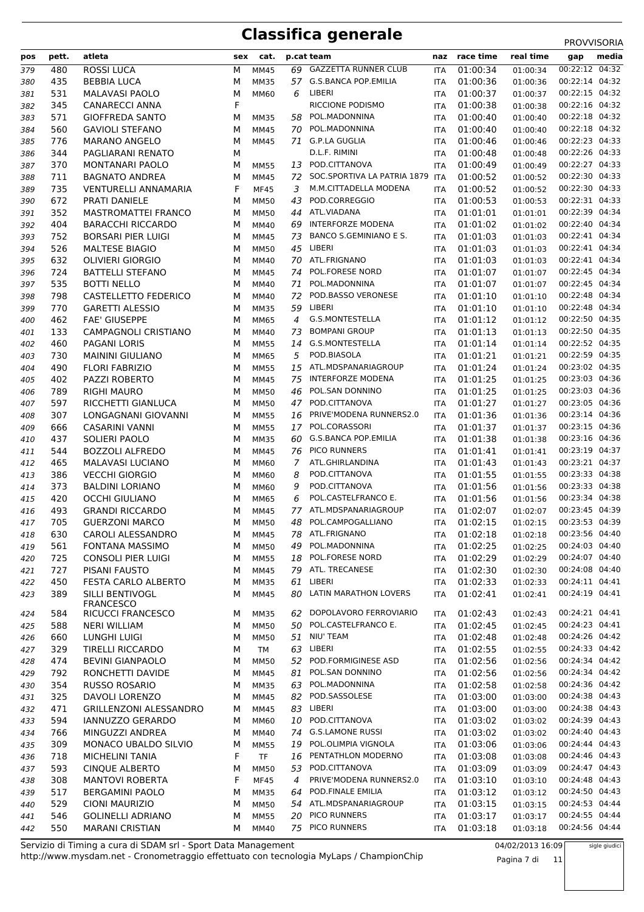# Classifica generale

PROVVISORIA

| pos | pett. | atleta | sex | cat. | p.cat | team | naz | race time | real time | gap | media |
|---|---|---|---|---|---|---|---|---|---|---|---|
| 379 | 480 | ROSSI LUCA | M | MM45 | 69 | GAZZETTA RUNNER CLUB | ITA | 01:00:34 | 01:00:34 | 00:22:12 | 04:32 |
| 380 | 435 | BEBBIA LUCA | M | MM35 | 57 | G.S.BANCA POP.EMILIA | ITA | 01:00:36 | 01:00:36 | 00:22:14 | 04:32 |
| 381 | 531 | MALAVASI PAOLO | M | MM60 | 6 | LIBERI | ITA | 01:00:37 | 01:00:37 | 00:22:15 | 04:32 |
| 382 | 345 | CANARECCI ANNA | F | | | RICCIONE PODISMO | ITA | 01:00:38 | 01:00:38 | 00:22:16 | 04:32 |
| 383 | 571 | GIOFFREDA SANTO | M | MM35 | 58 | POL.MADONNINA | ITA | 01:00:40 | 01:00:40 | 00:22:18 | 04:32 |
| 384 | 560 | GAVIOLI STEFANO | M | MM45 | 70 | POL.MADONNINA | ITA | 01:00:40 | 01:00:40 | 00:22:18 | 04:32 |
| 385 | 776 | MARANO ANGELO | M | MM45 | 71 | G.P.LA GUGLIA | ITA | 01:00:46 | 01:00:46 | 00:22:23 | 04:33 |
| 386 | 344 | PAGLIARANI RENATO | M | | | D.L.F. RIMINI | ITA | 01:00:48 | 01:00:48 | 00:22:26 | 04:33 |
| 387 | 370 | MONTANARI PAOLO | M | MM55 | 13 | POD.CITTANOVA | ITA | 01:00:49 | 01:00:49 | 00:22:27 | 04:33 |
| 388 | 711 | BAGNATO ANDREA | M | MM45 | 72 | SOC.SPORTIVA LA PATRIA 1879 | ITA | 01:00:52 | 01:00:52 | 00:22:30 | 04:33 |
| 389 | 735 | VENTURELLI ANNAMARIA | F | MF45 | 3 | M.M.CITTADELLA MODENA | ITA | 01:00:52 | 01:00:52 | 00:22:30 | 04:33 |
| 390 | 672 | PRATI DANIELE | M | MM50 | 43 | POD.CORREGGIO | ITA | 01:00:53 | 01:00:53 | 00:22:31 | 04:33 |
| 391 | 352 | MASTROMATTEI FRANCO | M | MM50 | 44 | ATL.VIADANA | ITA | 01:01:01 | 01:01:01 | 00:22:39 | 04:34 |
| 392 | 404 | BARACCHI RICCARDO | M | MM40 | 69 | INTERFORZE MODENA | ITA | 01:01:02 | 01:01:02 | 00:22:40 | 04:34 |
| 393 | 752 | BORSARI PIER LUIGI | M | MM45 | 73 | BANCO S.GEMINIANO E S. | ITA | 01:01:03 | 01:01:03 | 00:22:41 | 04:34 |
| 394 | 526 | MALTESE BIAGIO | M | MM50 | 45 | LIBERI | ITA | 01:01:03 | 01:01:03 | 00:22:41 | 04:34 |
| 395 | 632 | OLIVIERI GIORGIO | M | MM40 | 70 | ATL.FRIGNANO | ITA | 01:01:03 | 01:01:03 | 00:22:41 | 04:34 |
| 396 | 724 | BATTELLI STEFANO | M | MM45 | 74 | POL.FORESE NORD | ITA | 01:01:07 | 01:01:07 | 00:22:45 | 04:34 |
| 397 | 535 | BOTTI NELLO | M | MM40 | 71 | POL.MADONNINA | ITA | 01:01:07 | 01:01:07 | 00:22:45 | 04:34 |
| 398 | 798 | CASTELLETTO FEDERICO | M | MM40 | 72 | POD.BASSO VERONESE | ITA | 01:01:10 | 01:01:10 | 00:22:48 | 04:34 |
| 399 | 770 | GARETTI ALESSIO | M | MM35 | 59 | LIBERI | ITA | 01:01:10 | 01:01:10 | 00:22:48 | 04:34 |
| 400 | 462 | FAE' GIUSEPPE | M | MM65 | 4 | G.S.MONTESTELLA | ITA | 01:01:12 | 01:01:12 | 00:22:50 | 04:35 |
| 401 | 133 | CAMPAGNOLI CRISTIANO | M | MM40 | 73 | BOMPANI GROUP | ITA | 01:01:13 | 01:01:13 | 00:22:50 | 04:35 |
| 402 | 460 | PAGANI LORIS | M | MM55 | 14 | G.S.MONTESTELLA | ITA | 01:01:14 | 01:01:14 | 00:22:52 | 04:35 |
| 403 | 730 | MAININI GIULIANO | M | MM65 | 5 | POD.BIASOLA | ITA | 01:01:21 | 01:01:21 | 00:22:59 | 04:35 |
| 404 | 490 | FLORI FABRIZIO | M | MM55 | 15 | ATL.MDSPANARIAGROUP | ITA | 01:01:24 | 01:01:24 | 00:23:02 | 04:35 |
| 405 | 402 | PAZZI ROBERTO | M | MM45 | 75 | INTERFORZE MODENA | ITA | 01:01:25 | 01:01:25 | 00:23:03 | 04:36 |
| 406 | 789 | RIGHI MAURO | M | MM50 | 46 | POL.SAN DONNINO | ITA | 01:01:25 | 01:01:25 | 00:23:03 | 04:36 |
| 407 | 597 | RICCHETTI GIANLUCA | M | MM50 | 47 | POD.CITTANOVA | ITA | 01:01:27 | 01:01:27 | 00:23:05 | 04:36 |
| 408 | 307 | LONGAGNANI GIOVANNI | M | MM55 | 16 | PRIVE'MODENA RUNNERS2.0 | ITA | 01:01:36 | 01:01:36 | 00:23:14 | 04:36 |
| 409 | 666 | CASARINI VANNI | M | MM55 | 17 | POL.CORASSORI | ITA | 01:01:37 | 01:01:37 | 00:23:15 | 04:36 |
| 410 | 437 | SOLIERI PAOLO | M | MM35 | 60 | G.S.BANCA POP.EMILIA | ITA | 01:01:38 | 01:01:38 | 00:23:16 | 04:36 |
| 411 | 544 | BOZZOLI ALFREDO | M | MM45 | 76 | PICO RUNNERS | ITA | 01:01:41 | 01:01:41 | 00:23:19 | 04:37 |
| 412 | 465 | MALAVASI LUCIANO | M | MM60 | 7 | ATL.GHIRLANDINA | ITA | 01:01:43 | 01:01:43 | 00:23:21 | 04:37 |
| 413 | 386 | VECCHI GIORGIO | M | MM60 | 8 | POD.CITTANOVA | ITA | 01:01:55 | 01:01:55 | 00:23:33 | 04:38 |
| 414 | 373 | BALDINI LORIANO | M | MM60 | 9 | POD.CITTANOVA | ITA | 01:01:56 | 01:01:56 | 00:23:33 | 04:38 |
| 415 | 420 | OCCHI GIULIANO | M | MM65 | 6 | POL.CASTELFRANCO E. | ITA | 01:01:56 | 01:01:56 | 00:23:34 | 04:38 |
| 416 | 493 | GRANDI RICCARDO | M | MM45 | 77 | ATL.MDSPANARIAGROUP | ITA | 01:02:07 | 01:02:07 | 00:23:45 | 04:39 |
| 417 | 705 | GUERZONI MARCO | M | MM50 | 48 | POL.CAMPOGALLIANO | ITA | 01:02:15 | 01:02:15 | 00:23:53 | 04:39 |
| 418 | 630 | CAROLI ALESSANDRO | M | MM45 | 78 | ATL.FRIGNANO | ITA | 01:02:18 | 01:02:18 | 00:23:56 | 04:40 |
| 419 | 561 | FONTANA MASSIMO | M | MM50 | 49 | POL.MADONNINA | ITA | 01:02:25 | 01:02:25 | 00:24:03 | 04:40 |
| 420 | 725 | CONSOLI PIER LUIGI | M | MM55 | 18 | POL.FORESE NORD | ITA | 01:02:29 | 01:02:29 | 00:24:07 | 04:40 |
| 421 | 727 | PISANI FAUSTO | M | MM45 | 79 | ATL. TRECANESE | ITA | 01:02:30 | 01:02:30 | 00:24:08 | 04:40 |
| 422 | 450 | FESTA CARLO ALBERTO | M | MM35 | 61 | LIBERI | ITA | 01:02:33 | 01:02:33 | 00:24:11 | 04:41 |
| 423 | 389 | SILLI BENTIVOGL FRANCESCO | M | MM45 | 80 | LATIN MARATHON LOVERS | ITA | 01:02:41 | 01:02:41 | 00:24:19 | 04:41 |
| 424 | 584 | RICUCCI FRANCESCO | M | MM35 | 62 | DOPOLAVORO FERROVIARIO | ITA | 01:02:43 | 01:02:43 | 00:24:21 | 04:41 |
| 425 | 588 | NERI WILLIAM | M | MM50 | 50 | POL.CASTELFRANCO E. | ITA | 01:02:45 | 01:02:45 | 00:24:23 | 04:41 |
| 426 | 660 | LUNGHI LUIGI | M | MM50 | 51 | NIU' TEAM | ITA | 01:02:48 | 01:02:48 | 00:24:26 | 04:42 |
| 427 | 329 | TIRELLI RICCARDO | M | TM | 63 | LIBERI | ITA | 01:02:55 | 01:02:55 | 00:24:33 | 04:42 |
| 428 | 474 | BEVINI GIANPAOLO | M | MM50 | 52 | POD.FORMIGINESE ASD | ITA | 01:02:56 | 01:02:56 | 00:24:34 | 04:42 |
| 429 | 792 | RONCHETTI DAVIDE | M | MM45 | 81 | POL.SAN DONNINO | ITA | 01:02:56 | 01:02:56 | 00:24:34 | 04:42 |
| 430 | 354 | RUSSO ROSARIO | M | MM35 | 63 | POL.MADONNINA | ITA | 01:02:58 | 01:02:58 | 00:24:36 | 04:42 |
| 431 | 325 | DAVOLI LORENZO | M | MM45 | 82 | POD.SASSOLESE | ITA | 01:03:00 | 01:03:00 | 00:24:38 | 04:43 |
| 432 | 471 | GRILLENZONI ALESSANDRO | M | MM45 | 83 | LIBERI | ITA | 01:03:00 | 01:03:00 | 00:24:38 | 04:43 |
| 433 | 594 | IANNUZZO GERARDO | M | MM60 | 10 | POD.CITTANOVA | ITA | 01:03:02 | 01:03:02 | 00:24:39 | 04:43 |
| 434 | 766 | MINGUZZI ANDREA | M | MM40 | 74 | G.S.LAMONE RUSSI | ITA | 01:03:02 | 01:03:02 | 00:24:40 | 04:43 |
| 435 | 309 | MONACO UBALDO SILVIO | M | MM55 | 19 | POL.OLIMPIA VIGNOLA | ITA | 01:03:06 | 01:03:06 | 00:24:44 | 04:43 |
| 436 | 718 | MICHELINI TANIA | F | TF | 16 | PENTATHLON MODERNO | ITA | 01:03:08 | 01:03:08 | 00:24:46 | 04:43 |
| 437 | 593 | CINQUE ALBERTO | M | MM50 | 53 | POD.CITTANOVA | ITA | 01:03:09 | 01:03:09 | 00:24:47 | 04:43 |
| 438 | 308 | MANTOVI ROBERTA | F | MF45 | 4 | PRIVE'MODENA RUNNERS2.0 | ITA | 01:03:10 | 01:03:10 | 00:24:48 | 04:43 |
| 439 | 517 | BERGAMINI PAOLO | M | MM35 | 64 | POD.FINALE EMILIA | ITA | 01:03:12 | 01:03:12 | 00:24:50 | 04:43 |
| 440 | 529 | CIONI MAURIZIO | M | MM50 | 54 | ATL.MDSPANARIAGROUP | ITA | 01:03:15 | 01:03:15 | 00:24:53 | 04:44 |
| 441 | 546 | GOLINELLI ADRIANO | M | MM55 | 20 | PICO RUNNERS | ITA | 01:03:17 | 01:03:17 | 00:24:55 | 04:44 |
| 442 | 550 | MARANI CRISTIAN | M | MM40 | 75 | PICO RUNNERS | ITA | 01:03:18 | 01:03:18 | 00:24:56 | 04:44 |

Servizio di Timing a cura di SDAM srl - Sport Data Management
http://www.mysdam.net - Cronometraggio effettuato con tecnologia MyLaps / ChampionChip

04/02/2013 16:09

sigle giudici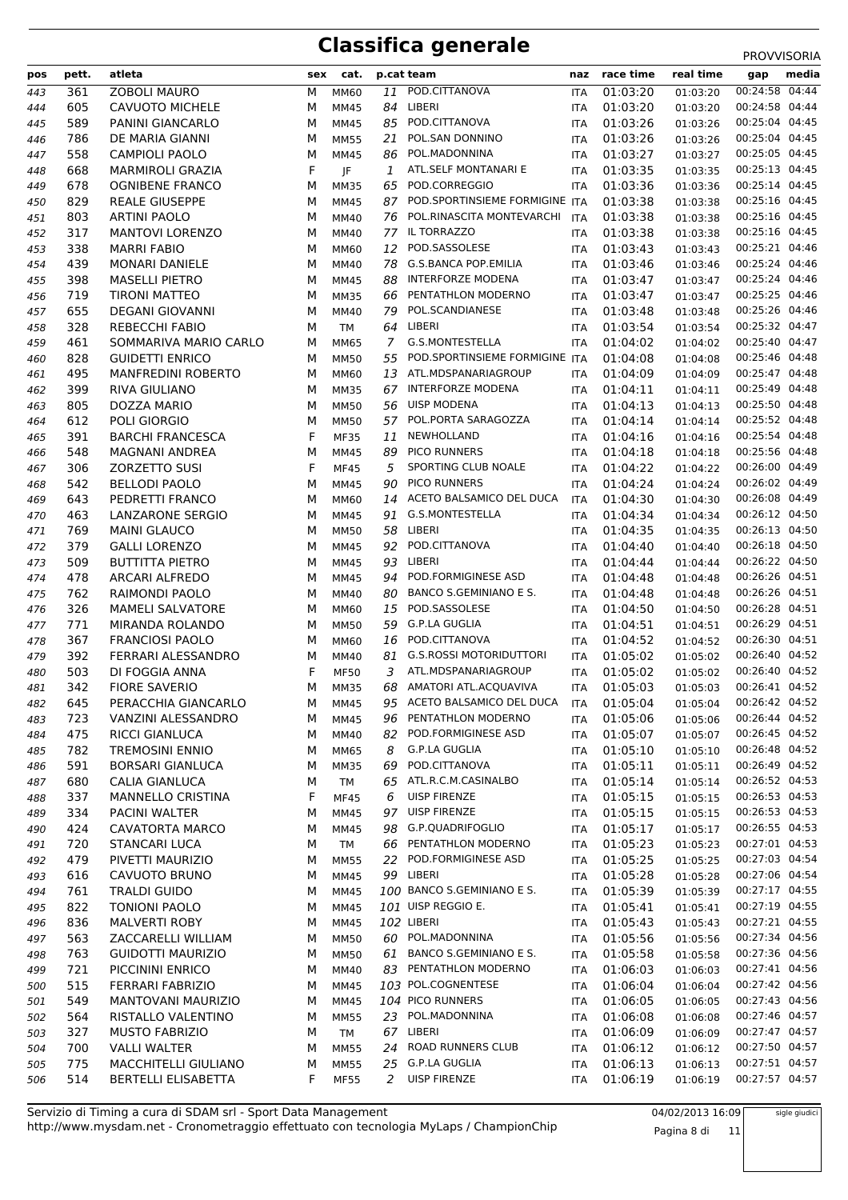# Classifica generale

PROVVISORIA

| pos | pett. | atleta | sex | cat. | p.cat | team | naz | race time | real time | gap | media |
|---|---|---|---|---|---|---|---|---|---|---|---|
| 443 | 361 | ZOBOLI MAURO | M | MM60 | 11 | POD.CITTANOVA | ITA | 01:03:20 | 01:03:20 | 00:24:58 | 04:44 |
| 444 | 605 | CAVUOTO MICHELE | M | MM45 | 84 | LIBERI | ITA | 01:03:20 | 01:03:20 | 00:24:58 | 04:44 |
| 445 | 589 | PANINI GIANCARLO | M | MM45 | 85 | POD.CITTANOVA | ITA | 01:03:26 | 01:03:26 | 00:25:04 | 04:45 |
| 446 | 786 | DE MARIA GIANNI | M | MM55 | 21 | POL.SAN DONNINO | ITA | 01:03:26 | 01:03:26 | 00:25:04 | 04:45 |
| 447 | 558 | CAMPIOLI PAOLO | M | MM45 | 86 | POL.MADONNINA | ITA | 01:03:27 | 01:03:27 | 00:25:05 | 04:45 |
| 448 | 668 | MARMIROLI GRAZIA | F | JF | 1 | ATL.SELF MONTANARI E | ITA | 01:03:35 | 01:03:35 | 00:25:13 | 04:45 |
| 449 | 678 | OGNIBENE FRANCO | M | MM35 | 65 | POD.CORREGGIO | ITA | 01:03:36 | 01:03:36 | 00:25:14 | 04:45 |
| 450 | 829 | REALE GIUSEPPE | M | MM45 | 87 | POD.SPORTINSIEME FORMIGINE | ITA | 01:03:38 | 01:03:38 | 00:25:16 | 04:45 |
| 451 | 803 | ARTINI PAOLO | M | MM40 | 76 | POL.RINASCITA MONTEVARCHI | ITA | 01:03:38 | 01:03:38 | 00:25:16 | 04:45 |
| 452 | 317 | MANTOVI LORENZO | M | MM40 | 77 | IL TORRAZZO | ITA | 01:03:38 | 01:03:38 | 00:25:16 | 04:45 |
| 453 | 338 | MARRI FABIO | M | MM60 | 12 | POD.SASSOLESE | ITA | 01:03:43 | 01:03:43 | 00:25:21 | 04:46 |
| 454 | 439 | MONARI DANIELE | M | MM40 | 78 | G.S.BANCA POP.EMILIA | ITA | 01:03:46 | 01:03:46 | 00:25:24 | 04:46 |
| 455 | 398 | MASELLI PIETRO | M | MM45 | 88 | INTERFORZE MODENA | ITA | 01:03:47 | 01:03:47 | 00:25:24 | 04:46 |
| 456 | 719 | TIRONI MATTEO | M | MM35 | 66 | PENTATHLON MODERNO | ITA | 01:03:47 | 01:03:47 | 00:25:25 | 04:46 |
| 457 | 655 | DEGANI GIOVANNI | M | MM40 | 79 | POL.SCANDIANESE | ITA | 01:03:48 | 01:03:48 | 00:25:26 | 04:46 |
| 458 | 328 | REBECCHI FABIO | M | TM | 64 | LIBERI | ITA | 01:03:54 | 01:03:54 | 00:25:32 | 04:47 |
| 459 | 461 | SOMMARIVA MARIO CARLO | M | MM65 | 7 | G.S.MONTESTELLA | ITA | 01:04:02 | 01:04:02 | 00:25:40 | 04:47 |
| 460 | 828 | GUIDETTI ENRICO | M | MM50 | 55 | POD.SPORTINSIEME FORMIGINE | ITA | 01:04:08 | 01:04:08 | 00:25:46 | 04:48 |
| 461 | 495 | MANFREDINI ROBERTO | M | MM60 | 13 | ATL.MDSPANARIAGROUP | ITA | 01:04:09 | 01:04:09 | 00:25:47 | 04:48 |
| 462 | 399 | RIVA GIULIANO | M | MM35 | 67 | INTERFORZE MODENA | ITA | 01:04:11 | 01:04:11 | 00:25:49 | 04:48 |
| 463 | 805 | DOZZA MARIO | M | MM50 | 56 | UISP MODENA | ITA | 01:04:13 | 01:04:13 | 00:25:50 | 04:48 |
| 464 | 612 | POLI GIORGIO | M | MM50 | 57 | POL.PORTA SARAGOZZA | ITA | 01:04:14 | 01:04:14 | 00:25:52 | 04:48 |
| 465 | 391 | BARCHI FRANCESCA | F | MF35 | 11 | NEWHOLLAND | ITA | 01:04:16 | 01:04:16 | 00:25:54 | 04:48 |
| 466 | 548 | MAGNANI ANDREA | M | MM45 | 89 | PICO RUNNERS | ITA | 01:04:18 | 01:04:18 | 00:25:56 | 04:48 |
| 467 | 306 | ZORZETTO SUSI | F | MF45 | 5 | SPORTING CLUB NOALE | ITA | 01:04:22 | 01:04:22 | 00:26:00 | 04:49 |
| 468 | 542 | BELLODI PAOLO | M | MM45 | 90 | PICO RUNNERS | ITA | 01:04:24 | 01:04:24 | 00:26:02 | 04:49 |
| 469 | 643 | PEDRETTI FRANCO | M | MM60 | 14 | ACETO BALSAMICO DEL DUCA | ITA | 01:04:30 | 01:04:30 | 00:26:08 | 04:49 |
| 470 | 463 | LANZARONE SERGIO | M | MM45 | 91 | G.S.MONTESTELLA | ITA | 01:04:34 | 01:04:34 | 00:26:12 | 04:50 |
| 471 | 769 | MAINI GLAUCO | M | MM50 | 58 | LIBERI | ITA | 01:04:35 | 01:04:35 | 00:26:13 | 04:50 |
| 472 | 379 | GALLI LORENZO | M | MM45 | 92 | POD.CITTANOVA | ITA | 01:04:40 | 01:04:40 | 00:26:18 | 04:50 |
| 473 | 509 | BUTTITTA PIETRO | M | MM45 | 93 | LIBERI | ITA | 01:04:44 | 01:04:44 | 00:26:22 | 04:50 |
| 474 | 478 | ARCARI ALFREDO | M | MM45 | 94 | POD.FORMIGINESE ASD | ITA | 01:04:48 | 01:04:48 | 00:26:26 | 04:51 |
| 475 | 762 | RAIMONDI PAOLO | M | MM40 | 80 | BANCO S.GEMINIANO E S. | ITA | 01:04:48 | 01:04:48 | 00:26:26 | 04:51 |
| 476 | 326 | MAMELI SALVATORE | M | MM60 | 15 | POD.SASSOLESE | ITA | 01:04:50 | 01:04:50 | 00:26:28 | 04:51 |
| 477 | 771 | MIRANDA ROLANDO | M | MM50 | 59 | G.P.LA GUGLIA | ITA | 01:04:51 | 01:04:51 | 00:26:29 | 04:51 |
| 478 | 367 | FRANCIOSI PAOLO | M | MM60 | 16 | POD.CITTANOVA | ITA | 01:04:52 | 01:04:52 | 00:26:30 | 04:51 |
| 479 | 392 | FERRARI ALESSANDRO | M | MM40 | 81 | G.S.ROSSI MOTORIDUTTORI | ITA | 01:05:02 | 01:05:02 | 00:26:40 | 04:52 |
| 480 | 503 | DI FOGGIA ANNA | F | MF50 | 3 | ATL.MDSPANARIAGROUP | ITA | 01:05:02 | 01:05:02 | 00:26:40 | 04:52 |
| 481 | 342 | FIORE SAVERIO | M | MM35 | 68 | AMATORI ATL.ACQUAVIVA | ITA | 01:05:03 | 01:05:03 | 00:26:41 | 04:52 |
| 482 | 645 | PERACCHIA GIANCARLO | M | MM45 | 95 | ACETO BALSAMICO DEL DUCA | ITA | 01:05:04 | 01:05:04 | 00:26:42 | 04:52 |
| 483 | 723 | VANZINI ALESSANDRO | M | MM45 | 96 | PENTATHLON MODERNO | ITA | 01:05:06 | 01:05:06 | 00:26:44 | 04:52 |
| 484 | 475 | RICCI GIANLUCA | M | MM40 | 82 | POD.FORMIGINESE ASD | ITA | 01:05:07 | 01:05:07 | 00:26:45 | 04:52 |
| 485 | 782 | TREMOSINI ENNIO | M | MM65 | 8 | G.P.LA GUGLIA | ITA | 01:05:10 | 01:05:10 | 00:26:48 | 04:52 |
| 486 | 591 | BORSARI GIANLUCA | M | MM35 | 69 | POD.CITTANOVA | ITA | 01:05:11 | 01:05:11 | 00:26:49 | 04:52 |
| 487 | 680 | CALIA GIANLUCA | M | TM | 65 | ATL.R.C.M.CASINALBO | ITA | 01:05:14 | 01:05:14 | 00:26:52 | 04:53 |
| 488 | 337 | MANNELLO CRISTINA | F | MF45 | 6 | UISP FIRENZE | ITA | 01:05:15 | 01:05:15 | 00:26:53 | 04:53 |
| 489 | 334 | PACINI WALTER | M | MM45 | 97 | UISP FIRENZE | ITA | 01:05:15 | 01:05:15 | 00:26:53 | 04:53 |
| 490 | 424 | CAVATORTA MARCO | M | MM45 | 98 | G.P.QUADRIFOGLIO | ITA | 01:05:17 | 01:05:17 | 00:26:55 | 04:53 |
| 491 | 720 | STANCARI LUCA | M | TM | 66 | PENTATHLON MODERNO | ITA | 01:05:23 | 01:05:23 | 00:27:01 | 04:53 |
| 492 | 479 | PIVETTI MAURIZIO | M | MM55 | 22 | POD.FORMIGINESE ASD | ITA | 01:05:25 | 01:05:25 | 00:27:03 | 04:54 |
| 493 | 616 | CAVUOTO BRUNO | M | MM45 | 99 | LIBERI | ITA | 01:05:28 | 01:05:28 | 00:27:06 | 04:54 |
| 494 | 761 | TRALDI GUIDO | M | MM45 | 100 | BANCO S.GEMINIANO E S. | ITA | 01:05:39 | 01:05:39 | 00:27:17 | 04:55 |
| 495 | 822 | TONIONI PAOLO | M | MM45 | 101 | UISP REGGIO E. | ITA | 01:05:41 | 01:05:41 | 00:27:19 | 04:55 |
| 496 | 836 | MALVERTI ROBY | M | MM45 | 102 | LIBERI | ITA | 01:05:43 | 01:05:43 | 00:27:21 | 04:55 |
| 497 | 563 | ZACCARELLI WILLIAM | M | MM50 | 60 | POL.MADONNINA | ITA | 01:05:56 | 01:05:56 | 00:27:34 | 04:56 |
| 498 | 763 | GUIDOTTI MAURIZIO | M | MM50 | 61 | BANCO S.GEMINIANO E S. | ITA | 01:05:58 | 01:05:58 | 00:27:36 | 04:56 |
| 499 | 721 | PICCININI ENRICO | M | MM40 | 83 | PENTATHLON MODERNO | ITA | 01:06:03 | 01:06:03 | 00:27:41 | 04:56 |
| 500 | 515 | FERRARI FABRIZIO | M | MM45 | 103 | POL.COGNENTESE | ITA | 01:06:04 | 01:06:04 | 00:27:42 | 04:56 |
| 501 | 549 | MANTOVANI MAURIZIO | M | MM45 | 104 | PICO RUNNERS | ITA | 01:06:05 | 01:06:05 | 00:27:43 | 04:56 |
| 502 | 564 | RISTALLO VALENTINO | M | MM55 | 23 | POL.MADONNINA | ITA | 01:06:08 | 01:06:08 | 00:27:46 | 04:57 |
| 503 | 327 | MUSTO FABRIZIO | M | TM | 67 | LIBERI | ITA | 01:06:09 | 01:06:09 | 00:27:47 | 04:57 |
| 504 | 700 | VALLI WALTER | M | MM55 | 24 | ROAD RUNNERS CLUB | ITA | 01:06:12 | 01:06:12 | 00:27:50 | 04:57 |
| 505 | 775 | MACCHITELLI GIULIANO | M | MM55 | 25 | G.P.LA GUGLIA | ITA | 01:06:13 | 01:06:13 | 00:27:51 | 04:57 |
| 506 | 514 | BERTELLI ELISABETTA | F | MF55 | 2 | UISP FIRENZE | ITA | 01:06:19 | 01:06:19 | 00:27:57 | 04:57 |

Servizio di Timing a cura di SDAM srl - Sport Data Management
http://www.mysdam.net - Cronometraggio effettuato con tecnologia MyLaps / ChampionChip

04/02/2013 16:09

sigle giudici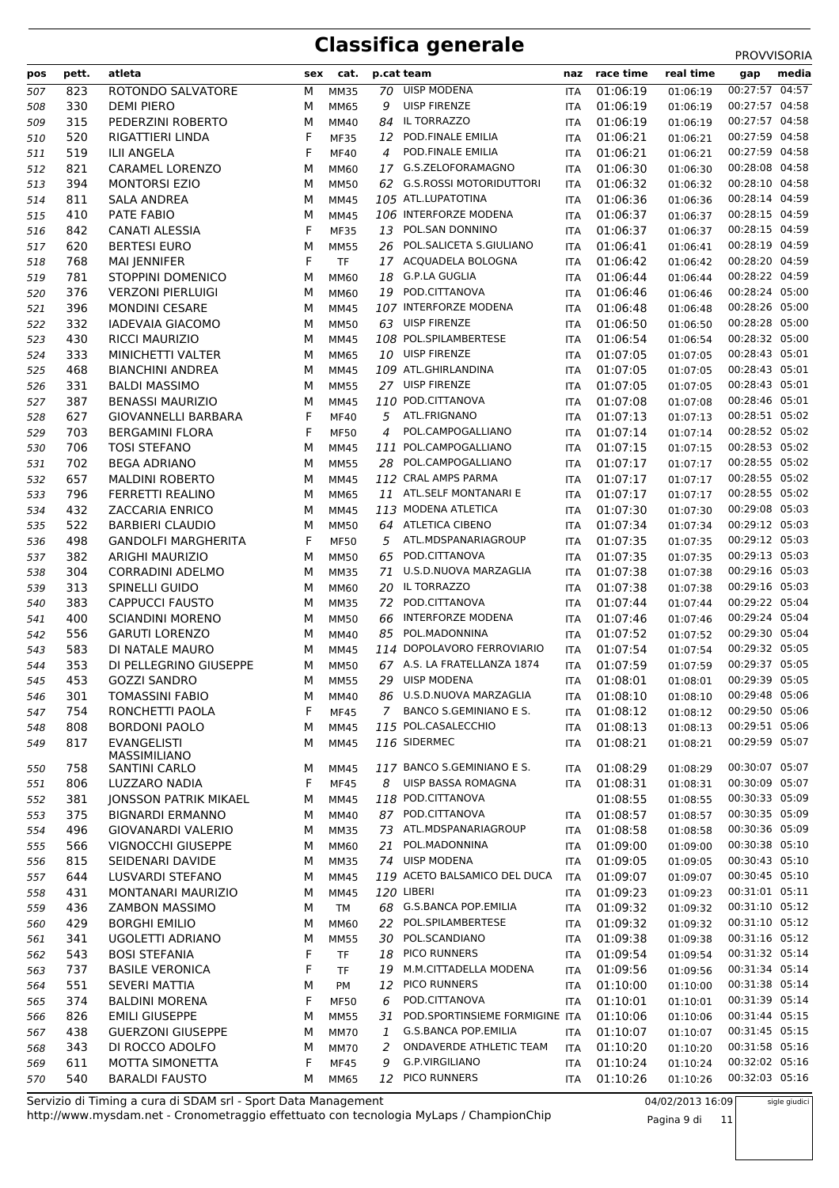# Classifica generale

PROVVISORIA

| pos | pett. | atleta | sex | cat. | p.cat | team | naz | race time | real time | gap | media |
|---|---|---|---|---|---|---|---|---|---|---|---|
| 507 | 823 | ROTONDO SALVATORE | M | MM35 | 70 | UISP MODENA | ITA | 01:06:19 | 01:06:19 | 00:27:57 | 04:57 |
| 508 | 330 | DEMI PIERO | M | MM65 | 9 | UISP FIRENZE | ITA | 01:06:19 | 01:06:19 | 00:27:57 | 04:58 |
| 509 | 315 | PEDERZINI ROBERTO | M | MM40 | 84 | IL TORRAZZO | ITA | 01:06:19 | 01:06:19 | 00:27:57 | 04:58 |
| 510 | 520 | RIGATTIERI LINDA | F | MF35 | 12 | POD.FINALE EMILIA | ITA | 01:06:21 | 01:06:21 | 00:27:59 | 04:58 |
| 511 | 519 | ILII ANGELA | F | MF40 | 4 | POD.FINALE EMILIA | ITA | 01:06:21 | 01:06:21 | 00:27:59 | 04:58 |
| 512 | 821 | CARAMEL LORENZO | M | MM60 | 17 | G.S.ZELOFORAMAGNO | ITA | 01:06:30 | 01:06:30 | 00:28:08 | 04:58 |
| 513 | 394 | MONTORSI EZIO | M | MM50 | 62 | G.S.ROSSI MOTORIDUTTORI | ITA | 01:06:32 | 01:06:32 | 00:28:10 | 04:58 |
| 514 | 811 | SALA ANDREA | M | MM45 | 105 | ATL.LUPATOTINA | ITA | 01:06:36 | 01:06:36 | 00:28:14 | 04:59 |
| 515 | 410 | PATE FABIO | M | MM45 | 106 | INTERFORZE MODENA | ITA | 01:06:37 | 01:06:37 | 00:28:15 | 04:59 |
| 516 | 842 | CANATI ALESSIA | F | MF35 | 13 | POL.SAN DONNINO | ITA | 01:06:37 | 01:06:37 | 00:28:15 | 04:59 |
| 517 | 620 | BERTESI EURO | M | MM55 | 26 | POL.SALICETA S.GIULIANO | ITA | 01:06:41 | 01:06:41 | 00:28:19 | 04:59 |
| 518 | 768 | MAI JENNIFER | F | TF | 17 | ACQUADELA BOLOGNA | ITA | 01:06:42 | 01:06:42 | 00:28:20 | 04:59 |
| 519 | 781 | STOPPINI DOMENICO | M | MM60 | 18 | G.P.LA GUGLIA | ITA | 01:06:44 | 01:06:44 | 00:28:22 | 04:59 |
| 520 | 376 | VERZONI PIERLUIGI | M | MM60 | 19 | POD.CITTANOVA | ITA | 01:06:46 | 01:06:46 | 00:28:24 | 05:00 |
| 521 | 396 | MONDINI CESARE | M | MM45 | 107 | INTERFORZE MODENA | ITA | 01:06:48 | 01:06:48 | 00:28:26 | 05:00 |
| 522 | 332 | IADEVAIA GIACOMO | M | MM50 | 63 | UISP FIRENZE | ITA | 01:06:50 | 01:06:50 | 00:28:28 | 05:00 |
| 523 | 430 | RICCI MAURIZIO | M | MM45 | 108 | POL.SPILAMBERTESE | ITA | 01:06:54 | 01:06:54 | 00:28:32 | 05:00 |
| 524 | 333 | MINICHETTI VALTER | M | MM65 | 10 | UISP FIRENZE | ITA | 01:07:05 | 01:07:05 | 00:28:43 | 05:01 |
| 525 | 468 | BIANCHINI ANDREA | M | MM45 | 109 | ATL.GHIRLANDINA | ITA | 01:07:05 | 01:07:05 | 00:28:43 | 05:01 |
| 526 | 331 | BALDI MASSIMO | M | MM55 | 27 | UISP FIRENZE | ITA | 01:07:05 | 01:07:05 | 00:28:43 | 05:01 |
| 527 | 387 | BENASSI MAURIZIO | M | MM45 | 110 | POD.CITTANOVA | ITA | 01:07:08 | 01:07:08 | 00:28:46 | 05:01 |
| 528 | 627 | GIOVANNELLI BARBARA | F | MF40 | 5 | ATL.FRIGNANO | ITA | 01:07:13 | 01:07:13 | 00:28:51 | 05:02 |
| 529 | 703 | BERGAMINI FLORA | F | MF50 | 4 | POL.CAMPOGALLIANO | ITA | 01:07:14 | 01:07:14 | 00:28:52 | 05:02 |
| 530 | 706 | TOSI STEFANO | M | MM45 | 111 | POL.CAMPOGALLIANO | ITA | 01:07:15 | 01:07:15 | 00:28:53 | 05:02 |
| 531 | 702 | BEGA ADRIANO | M | MM55 | 28 | POL.CAMPOGALLIANO | ITA | 01:07:17 | 01:07:17 | 00:28:55 | 05:02 |
| 532 | 657 | MALDINI ROBERTO | M | MM45 | 112 | CRAL AMPS PARMA | ITA | 01:07:17 | 01:07:17 | 00:28:55 | 05:02 |
| 533 | 796 | FERRETTI REALINO | M | MM65 | 11 | ATL.SELF MONTANARI E | ITA | 01:07:17 | 01:07:17 | 00:28:55 | 05:02 |
| 534 | 432 | ZACCARIA ENRICO | M | MM45 | 113 | MODENA ATLETICA | ITA | 01:07:30 | 01:07:30 | 00:29:08 | 05:03 |
| 535 | 522 | BARBIERI CLAUDIO | M | MM50 | 64 | ATLETICA CIBENO | ITA | 01:07:34 | 01:07:34 | 00:29:12 | 05:03 |
| 536 | 498 | GANDOLFI MARGHERITA | F | MF50 | 5 | ATL.MDSPANARIAGROUP | ITA | 01:07:35 | 01:07:35 | 00:29:12 | 05:03 |
| 537 | 382 | ARIGHI MAURIZIO | M | MM50 | 65 | POD.CITTANOVA | ITA | 01:07:35 | 01:07:35 | 00:29:13 | 05:03 |
| 538 | 304 | CORRADINI ADELMO | M | MM35 | 71 | U.S.D.NUOVA MARZAGLIA | ITA | 01:07:38 | 01:07:38 | 00:29:16 | 05:03 |
| 539 | 313 | SPINELLI GUIDO | M | MM60 | 20 | IL TORRAZZO | ITA | 01:07:38 | 01:07:38 | 00:29:16 | 05:03 |
| 540 | 383 | CAPPUCCI FAUSTO | M | MM35 | 72 | POD.CITTANOVA | ITA | 01:07:44 | 01:07:44 | 00:29:22 | 05:04 |
| 541 | 400 | SCIANDINI MORENO | M | MM50 | 66 | INTERFORZE MODENA | ITA | 01:07:46 | 01:07:46 | 00:29:24 | 05:04 |
| 542 | 556 | GARUTI LORENZO | M | MM40 | 85 | POL.MADONNINA | ITA | 01:07:52 | 01:07:52 | 00:29:30 | 05:04 |
| 543 | 583 | DI NATALE MAURO | M | MM45 | 114 | DOPOLAVORO FERROVIARIO | ITA | 01:07:54 | 01:07:54 | 00:29:32 | 05:05 |
| 544 | 353 | DI PELLEGRINO GIUSEPPE | M | MM50 | 67 | A.S. LA FRATELLANZA 1874 | ITA | 01:07:59 | 01:07:59 | 00:29:37 | 05:05 |
| 545 | 453 | GOZZI SANDRO | M | MM55 | 29 | UISP MODENA | ITA | 01:08:01 | 01:08:01 | 00:29:39 | 05:05 |
| 546 | 301 | TOMASSINI FABIO | M | MM40 | 86 | U.S.D.NUOVA MARZAGLIA | ITA | 01:08:10 | 01:08:10 | 00:29:48 | 05:06 |
| 547 | 754 | RONCHETTI PAOLA | F | MF45 | 7 | BANCO S.GEMINIANO E S. | ITA | 01:08:12 | 01:08:12 | 00:29:50 | 05:06 |
| 548 | 808 | BORDONI PAOLO | M | MM45 | 115 | POL.CASALECCHIO | ITA | 01:08:13 | 01:08:13 | 00:29:51 | 05:06 |
| 549 | 817 | EVANGELISTI MASSIMILIANO | M | MM45 | 116 | SIDERMEC | ITA | 01:08:21 | 01:08:21 | 00:29:59 | 05:07 |
| 550 | 758 | SANTINI CARLO | M | MM45 | 117 | BANCO S.GEMINIANO E S. | ITA | 01:08:29 | 01:08:29 | 00:30:07 | 05:07 |
| 551 | 806 | LUZZARO NADIA | F | MF45 | 8 | UISP BASSA ROMAGNA | ITA | 01:08:31 | 01:08:31 | 00:30:09 | 05:07 |
| 552 | 381 | JONSSON PATRIK MIKAEL | M | MM45 | 118 | POD.CITTANOVA | | 01:08:55 | 01:08:55 | 00:30:33 | 05:09 |
| 553 | 375 | BIGNARDI ERMANNO | M | MM40 | 87 | POD.CITTANOVA | ITA | 01:08:57 | 01:08:57 | 00:30:35 | 05:09 |
| 554 | 496 | GIOVANARDI VALERIO | M | MM35 | 73 | ATL.MDSPANARIAGROUP | ITA | 01:08:58 | 01:08:58 | 00:30:36 | 05:09 |
| 555 | 566 | VIGNOCCHI GIUSEPPE | M | MM60 | 21 | POL.MADONNINA | ITA | 01:09:00 | 01:09:00 | 00:30:38 | 05:10 |
| 556 | 815 | SEIDENARI DAVIDE | M | MM35 | 74 | UISP MODENA | ITA | 01:09:05 | 01:09:05 | 00:30:43 | 05:10 |
| 557 | 644 | LUSVARDI STEFANO | M | MM45 | 119 | ACETO BALSAMICO DEL DUCA | ITA | 01:09:07 | 01:09:07 | 00:30:45 | 05:10 |
| 558 | 431 | MONTANARI MAURIZIO | M | MM45 | 120 | LIBERI | ITA | 01:09:23 | 01:09:23 | 00:31:01 | 05:11 |
| 559 | 436 | ZAMBON MASSIMO | M | TM | 68 | G.S.BANCA POP.EMILIA | ITA | 01:09:32 | 01:09:32 | 00:31:10 | 05:12 |
| 560 | 429 | BORGHI EMILIO | M | MM60 | 22 | POL.SPILAMBERTESE | ITA | 01:09:32 | 01:09:32 | 00:31:10 | 05:12 |
| 561 | 341 | UGOLETTI ADRIANO | M | MM55 | 30 | POL.SCANDIANO | ITA | 01:09:38 | 01:09:38 | 00:31:16 | 05:12 |
| 562 | 543 | BOSI STEFANIA | F | TF | 18 | PICO RUNNERS | ITA | 01:09:54 | 01:09:54 | 00:31:32 | 05:14 |
| 563 | 737 | BASILE VERONICA | F | TF | 19 | M.M.CITTADELLA MODENA | ITA | 01:09:56 | 01:09:56 | 00:31:34 | 05:14 |
| 564 | 551 | SEVERI MATTIA | M | PM | 12 | PICO RUNNERS | ITA | 01:10:00 | 01:10:00 | 00:31:38 | 05:14 |
| 565 | 374 | BALDINI MORENA | F | MF50 | 6 | POD.CITTANOVA | ITA | 01:10:01 | 01:10:01 | 00:31:39 | 05:14 |
| 566 | 826 | EMILI GIUSEPPE | M | MM55 | 31 | POD.SPORTINSIEME FORMIGINE | ITA | 01:10:06 | 01:10:06 | 00:31:44 | 05:15 |
| 567 | 438 | GUERZONI GIUSEPPE | M | MM70 | 1 | G.S.BANCA POP.EMILIA | ITA | 01:10:07 | 01:10:07 | 00:31:45 | 05:15 |
| 568 | 343 | DI ROCCO ADOLFO | M | MM70 | 2 | ONDAVERDE ATHLETIC TEAM | ITA | 01:10:20 | 01:10:20 | 00:31:58 | 05:16 |
| 569 | 611 | MOTTA SIMONETTA | F | MF45 | 9 | G.P.VIRGILIANO | ITA | 01:10:24 | 01:10:24 | 00:32:02 | 05:16 |
| 570 | 540 | BARALDI FAUSTO | M | MM65 | 12 | PICO RUNNERS | ITA | 01:10:26 | 01:10:26 | 00:32:03 | 05:16 |

Servizio di Timing a cura di SDAM srl - Sport Data Management
http://www.mysdam.net - Cronometraggio effettuato con tecnologia MyLaps / ChampionChip

04/02/2013 16:09

sigle giudici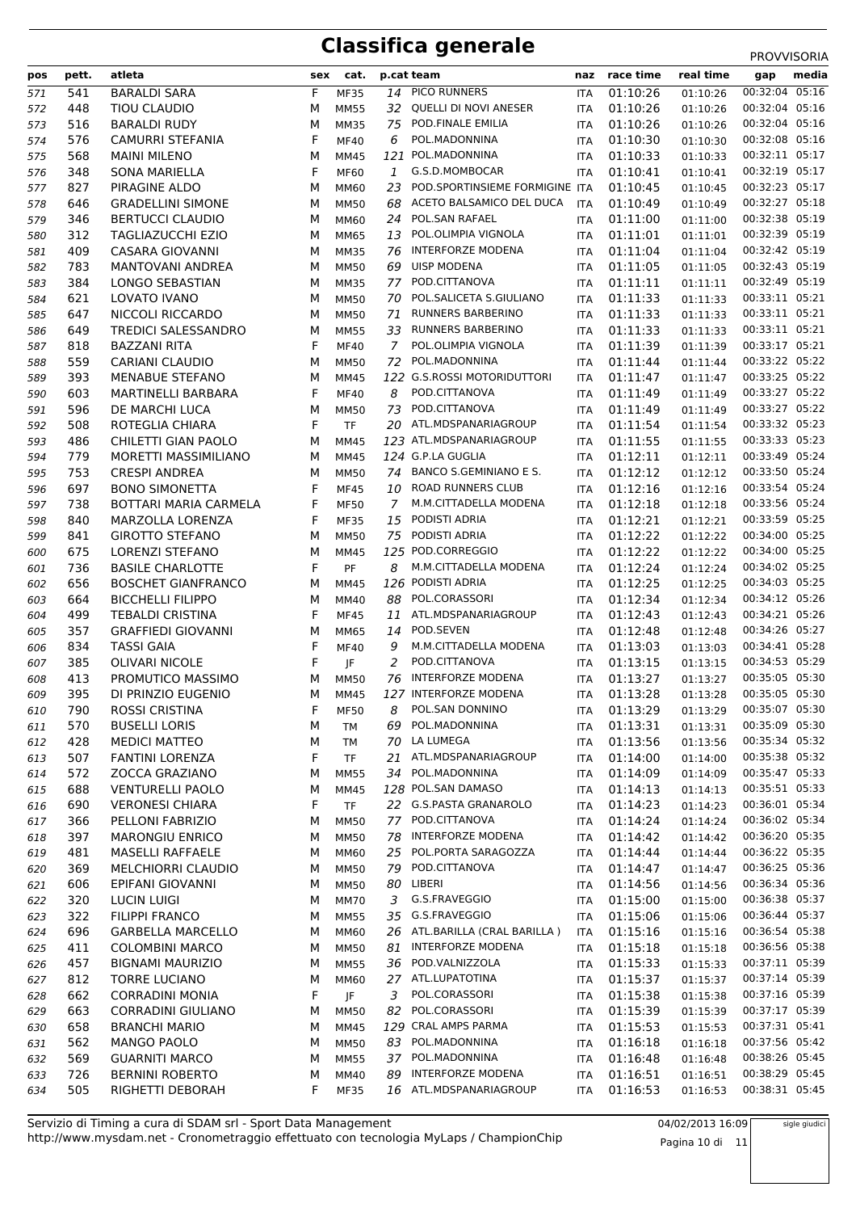# Classifica generale

PROVVISORIA

| pos | pett. | atleta | sex | cat. | p.cat | team | naz | race time | real time | gap | media |
|---|---|---|---|---|---|---|---|---|---|---|---|
| 571 | 541 | BARALDI SARA | F | MF35 | 14 | PICO RUNNERS | ITA | 01:10:26 | 01:10:26 | 00:32:04 | 05:16 |
| 572 | 448 | TIOU CLAUDIO | M | MM55 | 32 | QUELLI DI NOVI ANESER | ITA | 01:10:26 | 01:10:26 | 00:32:04 | 05:16 |
| 573 | 516 | BARALDI RUDY | M | MM35 | 75 | POD.FINALE EMILIA | ITA | 01:10:26 | 01:10:26 | 00:32:04 | 05:16 |
| 574 | 576 | CAMURRI STEFANIA | F | MF40 | 6 | POL.MADONNINA | ITA | 01:10:30 | 01:10:30 | 00:32:08 | 05:16 |
| 575 | 568 | MAINI MILENO | M | MM45 | 121 | POL.MADONNINA | ITA | 01:10:33 | 01:10:33 | 00:32:11 | 05:17 |
| 576 | 348 | SONA MARIELLA | F | MF60 | 1 | G.S.D.MOMBOCAR | ITA | 01:10:41 | 01:10:41 | 00:32:19 | 05:17 |
| 577 | 827 | PIRAGINE ALDO | M | MM60 | 23 | POD.SPORTINSIEME FORMIGINE | ITA | 01:10:45 | 01:10:45 | 00:32:23 | 05:17 |
| 578 | 646 | GRADELLINI SIMONE | M | MM50 | 68 | ACETO BALSAMICO DEL DUCA | ITA | 01:10:49 | 01:10:49 | 00:32:27 | 05:18 |
| 579 | 346 | BERTUCCI CLAUDIO | M | MM60 | 24 | POL.SAN RAFAEL | ITA | 01:11:00 | 01:11:00 | 00:32:38 | 05:19 |
| 580 | 312 | TAGLIAZUCCHI EZIO | M | MM65 | 13 | POL.OLIMPIA VIGNOLA | ITA | 01:11:01 | 01:11:01 | 00:32:39 | 05:19 |
| 581 | 409 | CASARA GIOVANNI | M | MM35 | 76 | INTERFORZE MODENA | ITA | 01:11:04 | 01:11:04 | 00:32:42 | 05:19 |
| 582 | 783 | MANTOVANI ANDREA | M | MM50 | 69 | UISP MODENA | ITA | 01:11:05 | 01:11:05 | 00:32:43 | 05:19 |
| 583 | 384 | LONGO SEBASTIAN | M | MM35 | 77 | POD.CITTANOVA | ITA | 01:11:11 | 01:11:11 | 00:32:49 | 05:19 |
| 584 | 621 | LOVATO IVANO | M | MM50 | 70 | POL.SALICETA S.GIULIANO | ITA | 01:11:33 | 01:11:33 | 00:33:11 | 05:21 |
| 585 | 647 | NICCOLI RICCARDO | M | MM50 | 71 | RUNNERS BARBERINO | ITA | 01:11:33 | 01:11:33 | 00:33:11 | 05:21 |
| 586 | 649 | TREDICI SALESSANDRO | M | MM55 | 33 | RUNNERS BARBERINO | ITA | 01:11:33 | 01:11:33 | 00:33:11 | 05:21 |
| 587 | 818 | BAZZANI RITA | F | MF40 | 7 | POL.OLIMPIA VIGNOLA | ITA | 01:11:39 | 01:11:39 | 00:33:17 | 05:21 |
| 588 | 559 | CARIANI CLAUDIO | M | MM50 | 72 | POL.MADONNINA | ITA | 01:11:44 | 01:11:44 | 00:33:22 | 05:22 |
| 589 | 393 | MENABUE STEFANO | M | MM45 | 122 | G.S.ROSSI MOTORIDUTTORI | ITA | 01:11:47 | 01:11:47 | 00:33:25 | 05:22 |
| 590 | 603 | MARTINELLI BARBARA | F | MF40 | 8 | POD.CITTANOVA | ITA | 01:11:49 | 01:11:49 | 00:33:27 | 05:22 |
| 591 | 596 | DE MARCHI LUCA | M | MM50 | 73 | POD.CITTANOVA | ITA | 01:11:49 | 01:11:49 | 00:33:27 | 05:22 |
| 592 | 508 | ROTEGLIA CHIARA | F | TF | 20 | ATL.MDSPANARIAGROUP | ITA | 01:11:54 | 01:11:54 | 00:33:32 | 05:23 |
| 593 | 486 | CHILETTI GIAN PAOLO | M | MM45 | 123 | ATL.MDSPANARIAGROUP | ITA | 01:11:55 | 01:11:55 | 00:33:33 | 05:23 |
| 594 | 779 | MORETTI MASSIMILIANO | M | MM45 | 124 | G.P.LA GUGLIA | ITA | 01:12:11 | 01:12:11 | 00:33:49 | 05:24 |
| 595 | 753 | CRESPI ANDREA | M | MM50 | 74 | BANCO S.GEMINIANO E S. | ITA | 01:12:12 | 01:12:12 | 00:33:50 | 05:24 |
| 596 | 697 | BONO SIMONETTA | F | MF45 | 10 | ROAD RUNNERS CLUB | ITA | 01:12:16 | 01:12:16 | 00:33:54 | 05:24 |
| 597 | 738 | BOTTARI MARIA CARMELA | F | MF50 | 7 | M.M.CITTADELLA MODENA | ITA | 01:12:18 | 01:12:18 | 00:33:56 | 05:24 |
| 598 | 840 | MARZOLLA LORENZA | F | MF35 | 15 | PODISTI ADRIA | ITA | 01:12:21 | 01:12:21 | 00:33:59 | 05:25 |
| 599 | 841 | GIROTTO STEFANO | M | MM50 | 75 | PODISTI ADRIA | ITA | 01:12:22 | 01:12:22 | 00:34:00 | 05:25 |
| 600 | 675 | LORENZI STEFANO | M | MM45 | 125 | POD.CORREGGIO | ITA | 01:12:22 | 01:12:22 | 00:34:00 | 05:25 |
| 601 | 736 | BASILE CHARLOTTE | F | PF | 8 | M.M.CITTADELLA MODENA | ITA | 01:12:24 | 01:12:24 | 00:34:02 | 05:25 |
| 602 | 656 | BOSCHET GIANFRANCO | M | MM45 | 126 | PODISTI ADRIA | ITA | 01:12:25 | 01:12:25 | 00:34:03 | 05:25 |
| 603 | 664 | BICCHELLI FILIPPO | M | MM40 | 88 | POL.CORASSORI | ITA | 01:12:34 | 01:12:34 | 00:34:12 | 05:26 |
| 604 | 499 | TEBALDI CRISTINA | F | MF45 | 11 | ATL.MDSPANARIAGROUP | ITA | 01:12:43 | 01:12:43 | 00:34:21 | 05:26 |
| 605 | 357 | GRAFFIEDI GIOVANNI | M | MM65 | 14 | POD.SEVEN | ITA | 01:12:48 | 01:12:48 | 00:34:26 | 05:27 |
| 606 | 834 | TASSI GAIA | F | MF40 | 9 | M.M.CITTADELLA MODENA | ITA | 01:13:03 | 01:13:03 | 00:34:41 | 05:28 |
| 607 | 385 | OLIVARI NICOLE | F | JF | 2 | POD.CITTANOVA | ITA | 01:13:15 | 01:13:15 | 00:34:53 | 05:29 |
| 608 | 413 | PROMUTICO MASSIMO | M | MM50 | 76 | INTERFORZE MODENA | ITA | 01:13:27 | 01:13:27 | 00:35:05 | 05:30 |
| 609 | 395 | DI PRINZIO EUGENIO | M | MM45 | 127 | INTERFORZE MODENA | ITA | 01:13:28 | 01:13:28 | 00:35:05 | 05:30 |
| 610 | 790 | ROSSI CRISTINA | F | MF50 | 8 | POL.SAN DONNINO | ITA | 01:13:29 | 01:13:29 | 00:35:07 | 05:30 |
| 611 | 570 | BUSELLI LORIS | M | TM | 69 | POL.MADONNINA | ITA | 01:13:31 | 01:13:31 | 00:35:09 | 05:30 |
| 612 | 428 | MEDICI MATTEO | M | TM | 70 | LA LUMEGA | ITA | 01:13:56 | 01:13:56 | 00:35:34 | 05:32 |
| 613 | 507 | FANTINI LORENZA | F | TF | 21 | ATL.MDSPANARIAGROUP | ITA | 01:14:00 | 01:14:00 | 00:35:38 | 05:32 |
| 614 | 572 | ZOCCA GRAZIANO | M | MM55 | 34 | POL.MADONNINA | ITA | 01:14:09 | 01:14:09 | 00:35:47 | 05:33 |
| 615 | 688 | VENTURELLI PAOLO | M | MM45 | 128 | POL.SAN DAMASO | ITA | 01:14:13 | 01:14:13 | 00:35:51 | 05:33 |
| 616 | 690 | VERONESI CHIARA | F | TF | 22 | G.S.PASTA GRANAROLO | ITA | 01:14:23 | 01:14:23 | 00:36:01 | 05:34 |
| 617 | 366 | PELLONI FABRIZIO | M | MM50 | 77 | POD.CITTANOVA | ITA | 01:14:24 | 01:14:24 | 00:36:02 | 05:34 |
| 618 | 397 | MARONGIU ENRICO | M | MM50 | 78 | INTERFORZE MODENA | ITA | 01:14:42 | 01:14:42 | 00:36:20 | 05:35 |
| 619 | 481 | MASELLI RAFFAELE | M | MM60 | 25 | POL.PORTA SARAGOZZA | ITA | 01:14:44 | 01:14:44 | 00:36:22 | 05:35 |
| 620 | 369 | MELCHIORRI CLAUDIO | M | MM50 | 79 | POD.CITTANOVA | ITA | 01:14:47 | 01:14:47 | 00:36:25 | 05:36 |
| 621 | 606 | EPIFANI GIOVANNI | M | MM50 | 80 | LIBERI | ITA | 01:14:56 | 01:14:56 | 00:36:34 | 05:36 |
| 622 | 320 | LUCIN LUIGI | M | MM70 | 3 | G.S.FRAVEGGIO | ITA | 01:15:00 | 01:15:00 | 00:36:38 | 05:37 |
| 623 | 322 | FILIPPI FRANCO | M | MM55 | 35 | G.S.FRAVEGGIO | ITA | 01:15:06 | 01:15:06 | 00:36:44 | 05:37 |
| 624 | 696 | GARBELLA MARCELLO | M | MM60 | 26 | ATL.BARILLA (CRAL BARILLA ) | ITA | 01:15:16 | 01:15:16 | 00:36:54 | 05:38 |
| 625 | 411 | COLOMBINI MARCO | M | MM50 | 81 | INTERFORZE MODENA | ITA | 01:15:18 | 01:15:18 | 00:36:56 | 05:38 |
| 626 | 457 | BIGNAMI MAURIZIO | M | MM55 | 36 | POD.VALNIZZOLA | ITA | 01:15:33 | 01:15:33 | 00:37:11 | 05:39 |
| 627 | 812 | TORRE LUCIANO | M | MM60 | 27 | ATL.LUPATOTINA | ITA | 01:15:37 | 01:15:37 | 00:37:14 | 05:39 |
| 628 | 662 | CORRADINI MONIA | F | JF | 3 | POL.CORASSORI | ITA | 01:15:38 | 01:15:38 | 00:37:16 | 05:39 |
| 629 | 663 | CORRADINI GIULIANO | M | MM50 | 82 | POL.CORASSORI | ITA | 01:15:39 | 01:15:39 | 00:37:17 | 05:39 |
| 630 | 658 | BRANCHI MARIO | M | MM45 | 129 | CRAL AMPS PARMA | ITA | 01:15:53 | 01:15:53 | 00:37:31 | 05:41 |
| 631 | 562 | MANGO PAOLO | M | MM50 | 83 | POL.MADONNINA | ITA | 01:16:18 | 01:16:18 | 00:37:56 | 05:42 |
| 632 | 569 | GUARNITI MARCO | M | MM55 | 37 | POL.MADONNINA | ITA | 01:16:48 | 01:16:48 | 00:38:26 | 05:45 |
| 633 | 726 | BERNINI ROBERTO | M | MM40 | 89 | INTERFORZE MODENA | ITA | 01:16:51 | 01:16:51 | 00:38:29 | 05:45 |
| 634 | 505 | RIGHETTI DEBORAH | F | MF35 | 16 | ATL.MDSPANARIAGROUP | ITA | 01:16:53 | 01:16:53 | 00:38:31 | 05:45 |

Servizio di Timing a cura di SDAM srl - Sport Data Management
http://www.mysdam.net - Cronometraggio effettuato con tecnologia MyLaps / ChampionChip

04/02/2013 16:09

sigle giudici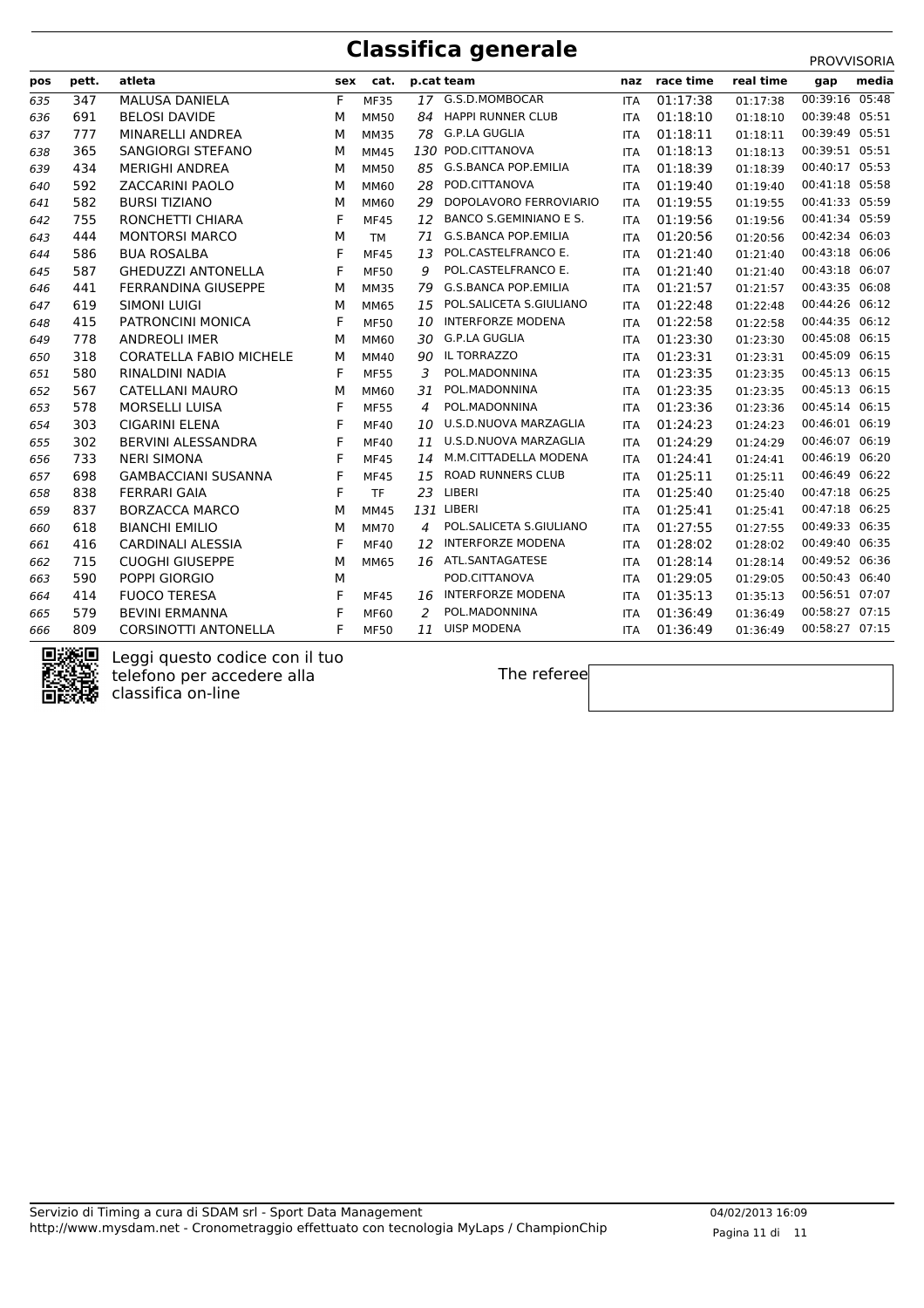# Classifica generale

PROVVISORIA

| pos | pett. | atleta | sex | cat. | p.cat | team | naz | race time | real time | gap | media |
|---|---|---|---|---|---|---|---|---|---|---|---|
| 635 | 347 | MALUSA DANIELA | F | MF35 | 17 | G.S.D.MOMBOCAR | ITA | 01:17:38 | 01:17:38 | 00:39:16 | 05:48 |
| 636 | 691 | BELOSI DAVIDE | M | MM50 | 84 | HAPPI RUNNER CLUB | ITA | 01:18:10 | 01:18:10 | 00:39:48 | 05:51 |
| 637 | 777 | MINARELLI ANDREA | M | MM35 | 78 | G.P.LA GUGLIA | ITA | 01:18:11 | 01:18:11 | 00:39:49 | 05:51 |
| 638 | 365 | SANGIORGI STEFANO | M | MM45 | 130 | POD.CITTANOVA | ITA | 01:18:13 | 01:18:13 | 00:39:51 | 05:51 |
| 639 | 434 | MERIGHI ANDREA | M | MM50 | 85 | G.S.BANCA POP.EMILIA | ITA | 01:18:39 | 01:18:39 | 00:40:17 | 05:53 |
| 640 | 592 | ZACCARINI PAOLO | M | MM60 | 28 | POD.CITTANOVA | ITA | 01:19:40 | 01:19:40 | 00:41:18 | 05:58 |
| 641 | 582 | BURSI TIZIANO | M | MM60 | 29 | DOPOLAVORO FERROVIARIO | ITA | 01:19:55 | 01:19:55 | 00:41:33 | 05:59 |
| 642 | 755 | RONCHETTI CHIARA | F | MF45 | 12 | BANCO S.GEMINIANO E S. | ITA | 01:19:56 | 01:19:56 | 00:41:34 | 05:59 |
| 643 | 444 | MONTORSI MARCO | M | TM | 71 | G.S.BANCA POP.EMILIA | ITA | 01:20:56 | 01:20:56 | 00:42:34 | 06:03 |
| 644 | 586 | BUA ROSALBA | F | MF45 | 13 | POL.CASTELFRANCO E. | ITA | 01:21:40 | 01:21:40 | 00:43:18 | 06:06 |
| 645 | 587 | GHEDUZZI ANTONELLA | F | MF50 | 9 | POL.CASTELFRANCO E. | ITA | 01:21:40 | 01:21:40 | 00:43:18 | 06:07 |
| 646 | 441 | FERRANDINA GIUSEPPE | M | MM35 | 79 | G.S.BANCA POP.EMILIA | ITA | 01:21:57 | 01:21:57 | 00:43:35 | 06:08 |
| 647 | 619 | SIMONI LUIGI | M | MM65 | 15 | POL.SALICETA S.GIULIANO | ITA | 01:22:48 | 01:22:48 | 00:44:26 | 06:12 |
| 648 | 415 | PATRONCINI MONICA | F | MF50 | 10 | INTERFORZE MODENA | ITA | 01:22:58 | 01:22:58 | 00:44:35 | 06:12 |
| 649 | 778 | ANDREOLI IMER | M | MM60 | 30 | G.P.LA GUGLIA | ITA | 01:23:30 | 01:23:30 | 00:45:08 | 06:15 |
| 650 | 318 | CORATELLA FABIO MICHELE | M | MM40 | 90 | IL TORRAZZO | ITA | 01:23:31 | 01:23:31 | 00:45:09 | 06:15 |
| 651 | 580 | RINALDINI NADIA | F | MF55 | 3 | POL.MADONNINA | ITA | 01:23:35 | 01:23:35 | 00:45:13 | 06:15 |
| 652 | 567 | CATELLANI MAURO | M | MM60 | 31 | POL.MADONNINA | ITA | 01:23:35 | 01:23:35 | 00:45:13 | 06:15 |
| 653 | 578 | MORSELLI LUISA | F | MF55 | 4 | POL.MADONNINA | ITA | 01:23:36 | 01:23:36 | 00:45:14 | 06:15 |
| 654 | 303 | CIGARINI ELENA | F | MF40 | 10 | U.S.D.NUOVA MARZAGLIA | ITA | 01:24:23 | 01:24:23 | 00:46:01 | 06:19 |
| 655 | 302 | BERVINI ALESSANDRA | F | MF40 | 11 | U.S.D.NUOVA MARZAGLIA | ITA | 01:24:29 | 01:24:29 | 00:46:07 | 06:19 |
| 656 | 733 | NERI SIMONA | F | MF45 | 14 | M.M.CITTADELLA MODENA | ITA | 01:24:41 | 01:24:41 | 00:46:19 | 06:20 |
| 657 | 698 | GAMBACCIANI SUSANNA | F | MF45 | 15 | ROAD RUNNERS CLUB | ITA | 01:25:11 | 01:25:11 | 00:46:49 | 06:22 |
| 658 | 838 | FERRARI GAIA | F | TF | 23 | LIBERI | ITA | 01:25:40 | 01:25:40 | 00:47:18 | 06:25 |
| 659 | 837 | BORZACCA MARCO | M | MM45 | 131 | LIBERI | ITA | 01:25:41 | 01:25:41 | 00:47:18 | 06:25 |
| 660 | 618 | BIANCHI EMILIO | M | MM70 | 4 | POL.SALICETA S.GIULIANO | ITA | 01:27:55 | 01:27:55 | 00:49:33 | 06:35 |
| 661 | 416 | CARDINALI ALESSIA | F | MF40 | 12 | INTERFORZE MODENA | ITA | 01:28:02 | 01:28:02 | 00:49:40 | 06:35 |
| 662 | 715 | CUOGHI GIUSEPPE | M | MM65 | 16 | ATL.SANTAGATESE | ITA | 01:28:14 | 01:28:14 | 00:49:52 | 06:36 |
| 663 | 590 | POPPI GIORGIO | M | | | POD.CITTANOVA | ITA | 01:29:05 | 01:29:05 | 00:50:43 | 06:40 |
| 664 | 414 | FUOCO TERESA | F | MF45 | 16 | INTERFORZE MODENA | ITA | 01:35:13 | 01:35:13 | 00:56:51 | 07:07 |
| 665 | 579 | BEVINI ERMANNA | F | MF60 | 2 | POL.MADONNINA | ITA | 01:36:49 | 01:36:49 | 00:58:27 | 07:15 |
| 666 | 809 | CORSINOTTI ANTONELLA | F | MF50 | 11 | UISP MODENA | ITA | 01:36:49 | 01:36:49 | 00:58:27 | 07:15 |

Leggi questo codice con il tuo telefono per accedere alla classifica on-line

The referee

Servizio di Timing a cura di SDAM srl - Sport Data Management
http://www.mysdam.net - Cronometraggio effettuato con tecnologia MyLaps / ChampionChip

04/02/2013 16:09